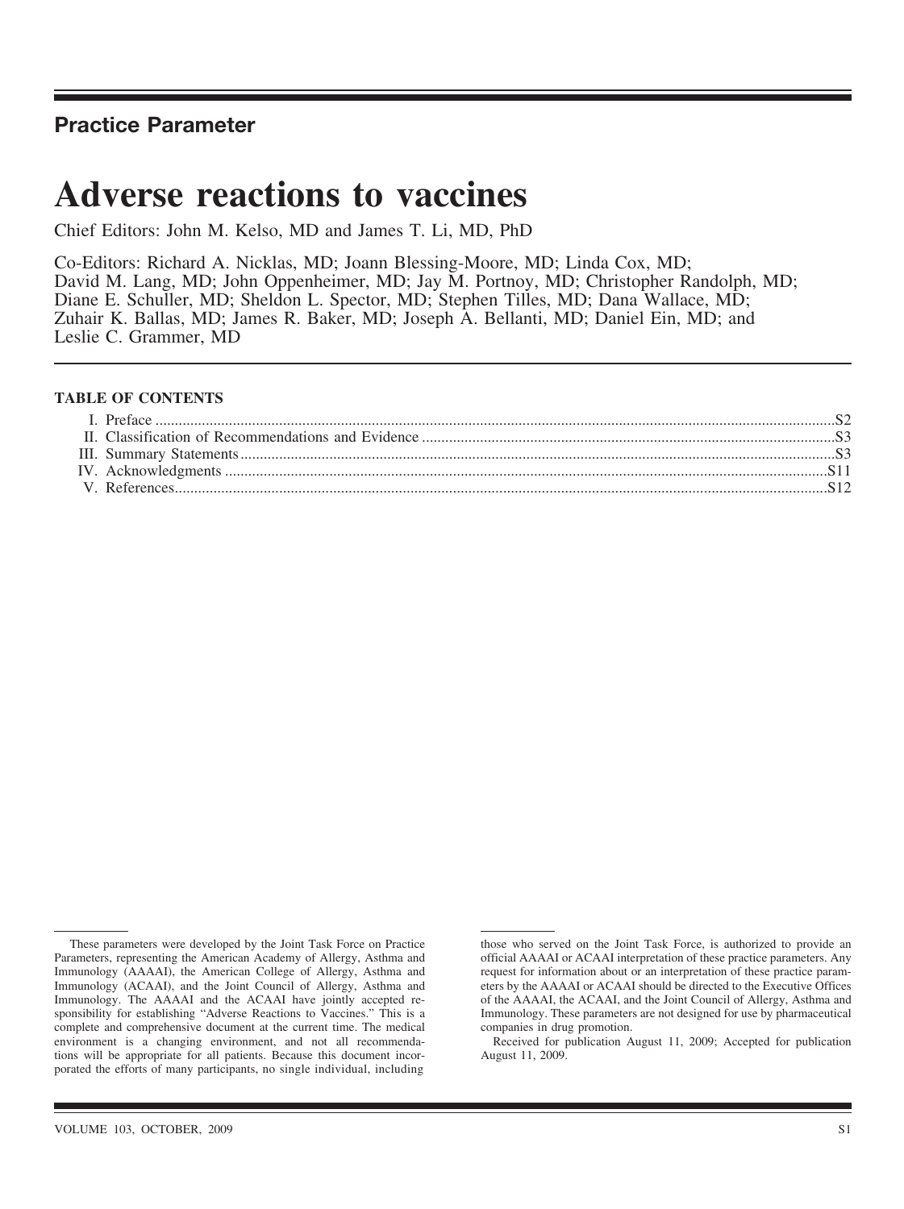**Practice Parameter**

# Adverse reactions to vaccines

Chief Editors: John M. Kelso, MD and James T. Li, MD, PhD

Co-Editors: Richard A. Nicklas, MD; Joann Blessing-Moore, MD; Linda Cox, MD; David M. Lang, MD; John Oppenheimer, MD; Jay M. Portnoy, MD; Christopher Randolph, MD; Diane E. Schuller, MD; Sheldon L. Spector, MD; Stephen Tilles, MD; Dana Wallace, MD; Zuhair K. Ballas, MD; James R. Baker, MD; Joseph A. Bellanti, MD; Daniel Ein, MD; and Leslie C. Grammer, MD

## TABLE OF CONTENTS

- I. Preface .......... S2
- II. Classification of Recommendations and Evidence .......... S3
- III. Summary Statements .......... S3
- IV. Acknowledgments .......... S11
- V. References .......... S12

---

These parameters were developed by the Joint Task Force on Practice Parameters, representing the American Academy of Allergy, Asthma and Immunology (AAAAI), the American College of Allergy, Asthma and Immunology (ACAAI), and the Joint Council of Allergy, Asthma and Immunology. The AAAAI and the ACAAI have jointly accepted responsibility for establishing "Adverse Reactions to Vaccines." This is a complete and comprehensive document at the current time. The medical environment is a changing environment, and not all recommendations will be appropriate for all patients. Because this document incorporated the efforts of many participants, no single individual, including those who served on the Joint Task Force, is authorized to provide an official AAAAI or ACAAI interpretation of these practice parameters. Any request for information about or an interpretation of these practice parameters by the AAAAI or ACAAI should be directed to the Executive Offices of the AAAAI, the ACAAI, and the Joint Council of Allergy, Asthma and Immunology. These parameters are not designed for use by pharmaceutical companies in drug promotion.

Received for publication August 11, 2009; Accepted for publication August 11, 2009.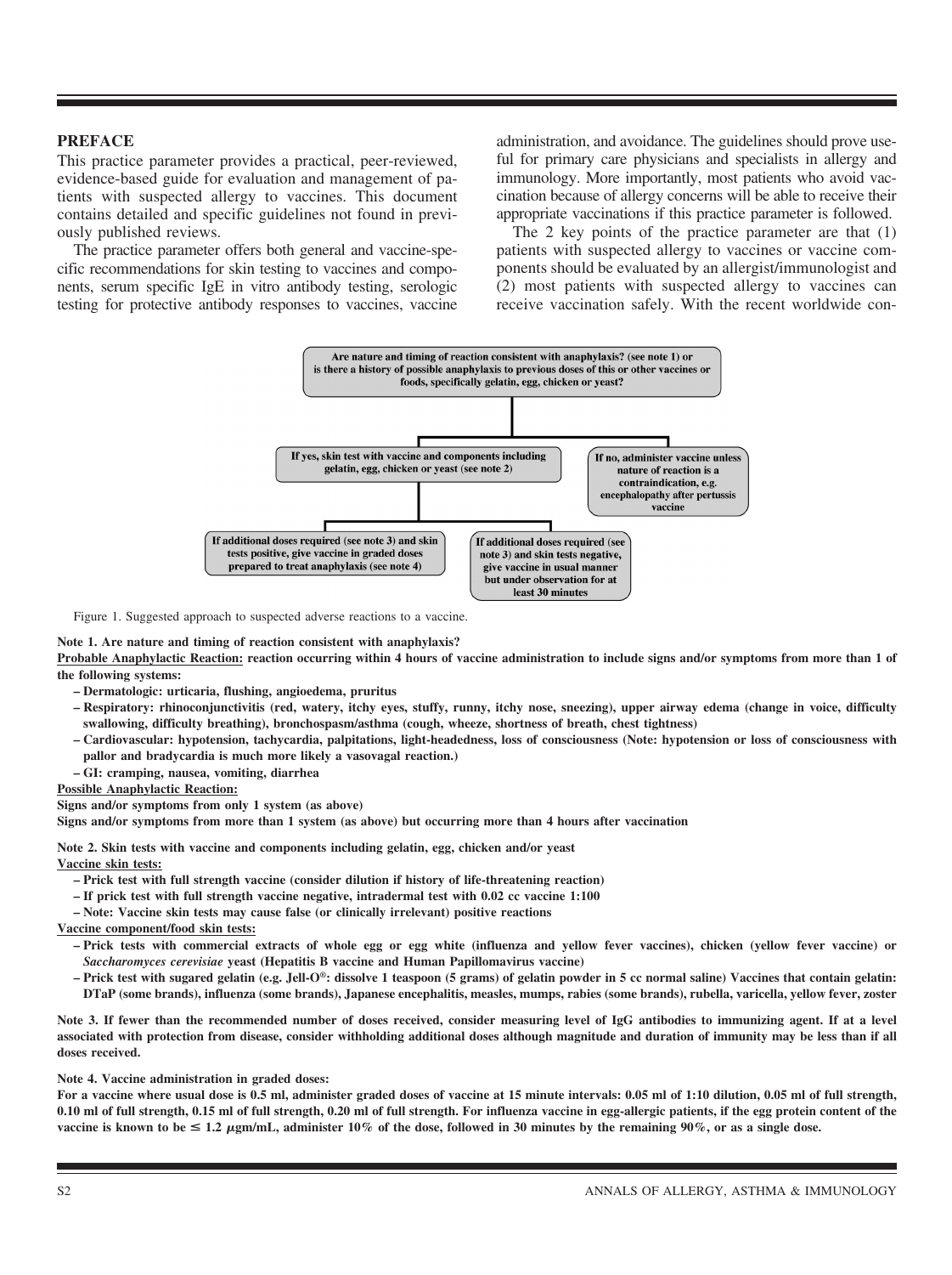## PREFACE

This practice parameter provides a practical, peer-reviewed, evidence-based guide for evaluation and management of patients with suspected allergy to vaccines. This document contains detailed and specific guidelines not found in previously published reviews.

The practice parameter offers both general and vaccine-specific recommendations for skin testing to vaccines and components, serum specific IgE in vitro antibody testing, serologic testing for protective antibody responses to vaccines, vaccine administration, and avoidance. The guidelines should prove useful for primary care physicians and specialists in allergy and immunology. More importantly, most patients who avoid vaccination because of allergy concerns will be able to receive their appropriate vaccinations if this practice parameter is followed.

The 2 key points of the practice parameter are that (1) patients with suspected allergy to vaccines or vaccine components should be evaluated by an allergist/immunologist and (2) most patients with suspected allergy to vaccines can receive vaccination safely. With the recent worldwide con-

**Are nature and timing of reaction consistent with anaphylaxis? (see note 1) or is there a history of possible anaphylaxis to previous doses of this or other vaccines or foods, specifically gelatin, egg, chicken or yeast?**

- **If yes, skin test with vaccine and components including gelatin, egg, chicken or yeast (see note 2)**
  - **If additional doses required (see note 3) and skin tests positive, give vaccine in graded doses prepared to treat anaphylaxis (see note 4)**
  - **If additional doses required (see note 3) and skin tests negative, give vaccine in usual manner but under observation for at least 30 minutes**
- **If no, administer vaccine unless nature of reaction is a contraindication, e.g. encephalopathy after pertussis vaccine**

Figure 1. Suggested approach to suspected adverse reactions to a vaccine.

**Note 1. Are nature and timing of reaction consistent with anaphylaxis?**

**Probable Anaphylactic Reaction: reaction occurring within 4 hours of vaccine administration to include signs and/or symptoms from more than 1 of the following systems:**

- **Dermatologic: urticaria, flushing, angioedema, pruritus**
- **Respiratory: rhinoconjunctivitis (red, watery, itchy eyes, stuffy, runny, itchy nose, sneezing), upper airway edema (change in voice, difficulty swallowing, difficulty breathing), bronchospasm/asthma (cough, wheeze, shortness of breath, chest tightness)**
- **Cardiovascular: hypotension, tachycardia, palpitations, light-headedness, loss of consciousness (Note: hypotension or loss of consciousness with pallor and bradycardia is much more likely a vasovagal reaction.)**
- **GI: cramping, nausea, vomiting, diarrhea**

**Possible Anaphylactic Reaction:**

**Signs and/or symptoms from only 1 system (as above)**

**Signs and/or symptoms from more than 1 system (as above) but occurring more than 4 hours after vaccination**

**Note 2. Skin tests with vaccine and components including gelatin, egg, chicken and/or yeast**

**Vaccine skin tests:**

- **Prick test with full strength vaccine (consider dilution if history of life-threatening reaction)**
- **If prick test with full strength vaccine negative, intradermal test with 0.02 cc vaccine 1:100**
- **Note: Vaccine skin tests may cause false (or clinically irrelevant) positive reactions**

**Vaccine component/food skin tests:**

- **Prick tests with commercial extracts of whole egg or egg white (influenza and yellow fever vaccines), chicken (yellow fever vaccine) or *Saccharomyces cerevisiae* yeast (Hepatitis B vaccine and Human Papillomavirus vaccine)**
- **Prick test with sugared gelatin (e.g. Jell-O®: dissolve 1 teaspoon (5 grams) of gelatin powder in 5 cc normal saline) Vaccines that contain gelatin: DTaP (some brands), influenza (some brands), Japanese encephalitis, measles, mumps, rabies (some brands), rubella, varicella, yellow fever, zoster**

**Note 3. If fewer than the recommended number of doses received, consider measuring level of IgG antibodies to immunizing agent. If at a level associated with protection from disease, consider withholding additional doses although magnitude and duration of immunity may be less than if all doses received.**

**Note 4. Vaccine administration in graded doses:**

**For a vaccine where usual dose is 0.5 ml, administer graded doses of vaccine at 15 minute intervals: 0.05 ml of 1:10 dilution, 0.05 ml of full strength, 0.10 ml of full strength, 0.15 ml of full strength, 0.20 ml of full strength. For influenza vaccine in egg-allergic patients, if the egg protein content of the vaccine is known to be ≤ 1.2 μgm/mL, administer 10% of the dose, followed in 30 minutes by the remaining 90%, or as a single dose.**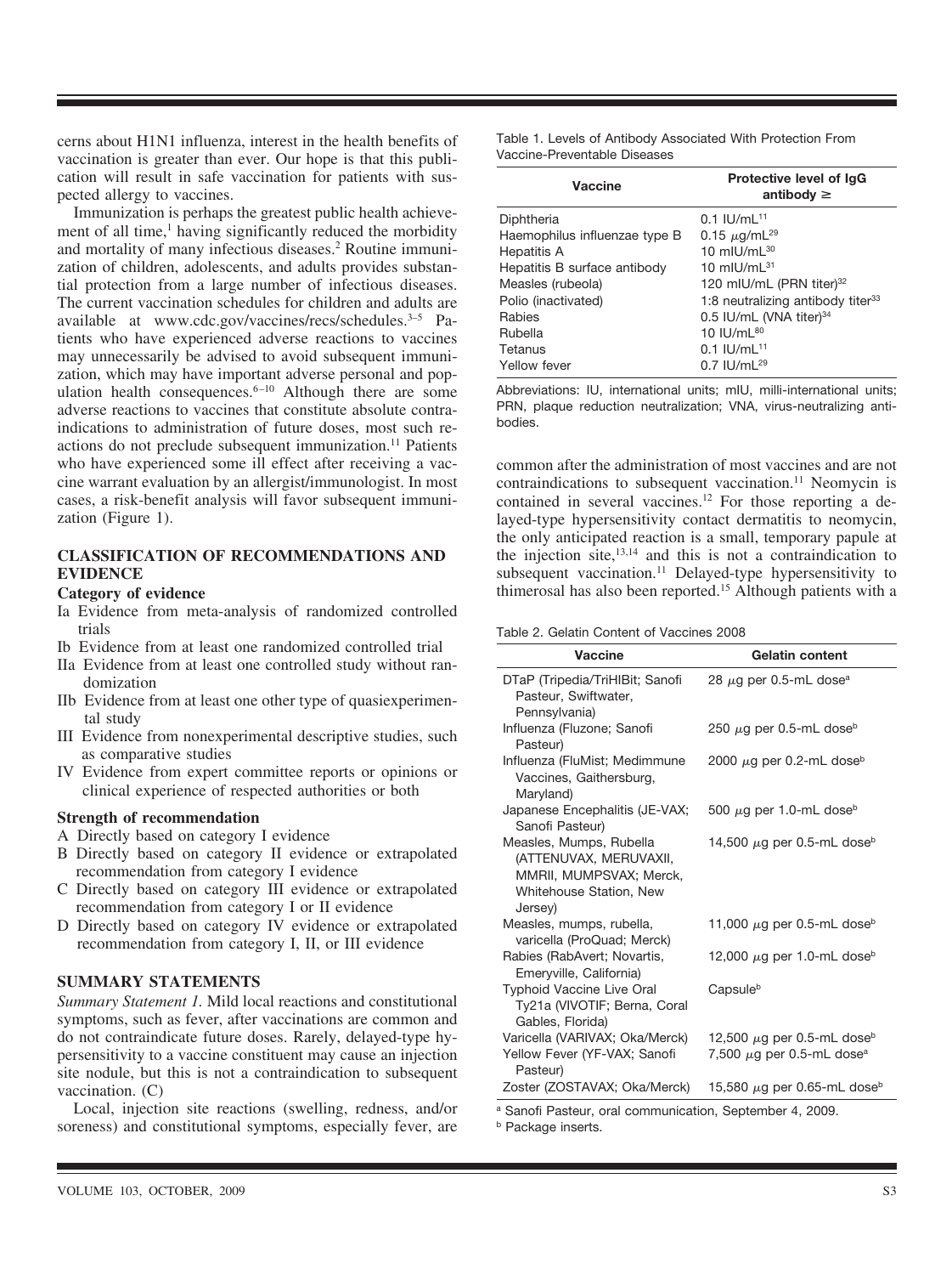cerns about H1N1 influenza, interest in the health benefits of vaccination is greater than ever. Our hope is that this publication will result in safe vaccination for patients with suspected allergy to vaccines.

Immunization is perhaps the greatest public health achievement of all time,[1] having significantly reduced the morbidity and mortality of many infectious diseases.[2] Routine immunization of children, adolescents, and adults provides substantial protection from a large number of infectious diseases. The current vaccination schedules for children and adults are available at www.cdc.gov/vaccines/recs/schedules.[3–5] Patients who have experienced adverse reactions to vaccines may unnecessarily be advised to avoid subsequent immunization, which may have important adverse personal and population health consequences.[6–10] Although there are some adverse reactions to vaccines that constitute absolute contraindications to administration of future doses, most such reactions do not preclude subsequent immunization.[11] Patients who have experienced some ill effect after receiving a vaccine warrant evaluation by an allergist/immunologist. In most cases, a risk-benefit analysis will favor subsequent immunization (Figure 1).

## CLASSIFICATION OF RECOMMENDATIONS AND EVIDENCE

### Category of evidence

- Ia Evidence from meta-analysis of randomized controlled trials
- Ib Evidence from at least one randomized controlled trial
- IIa Evidence from at least one controlled study without randomization
- IIb Evidence from at least one other type of quasiexperimental study
- III Evidence from nonexperimental descriptive studies, such as comparative studies
- IV Evidence from expert committee reports or opinions or clinical experience of respected authorities or both

### Strength of recommendation

- A Directly based on category I evidence
- B Directly based on category II evidence or extrapolated recommendation from category I evidence
- C Directly based on category III evidence or extrapolated recommendation from category I or II evidence
- D Directly based on category IV evidence or extrapolated recommendation from category I, II, or III evidence

## SUMMARY STATEMENTS

*Summary Statement 1.* Mild local reactions and constitutional symptoms, such as fever, after vaccinations are common and do not contraindicate future doses. Rarely, delayed-type hypersensitivity to a vaccine constituent may cause an injection site nodule, but this is not a contraindication to subsequent vaccination. (C)

Local, injection site reactions (swelling, redness, and/or soreness) and constitutional symptoms, especially fever, are common after the administration of most vaccines and are not contraindications to subsequent vaccination.[11] Neomycin is contained in several vaccines.[12] For those reporting a delayed-type hypersensitivity contact dermatitis to neomycin, the only anticipated reaction is a small, temporary papule at the injection site,[13,14] and this is not a contraindication to subsequent vaccination.[11] Delayed-type hypersensitivity to thimerosal has also been reported.[15] Although patients with a

Table 1. Levels of Antibody Associated With Protection From Vaccine-Preventable Diseases

| Vaccine | Protective level of IgG antibody ≥ |
|---|---|
| Diphtheria | 0.1 IU/mL[11] |
| Haemophilus influenzae type B | 0.15 μg/mL[29] |
| Hepatitis A | 10 mIU/mL[30] |
| Hepatitis B surface antibody | 10 mIU/mL[31] |
| Measles (rubeola) | 120 mIU/mL (PRN titer)[32] |
| Polio (inactivated) | 1:8 neutralizing antibody titer[33] |
| Rabies | 0.5 IU/mL (VNA titer)[34] |
| Rubella | 10 IU/mL[80] |
| Tetanus | 0.1 IU/mL[11] |
| Yellow fever | 0.7 IU/mL[29] |

Abbreviations: IU, international units; mIU, milli-international units; PRN, plaque reduction neutralization; VNA, virus-neutralizing antibodies.

Table 2. Gelatin Content of Vaccines 2008

| Vaccine | Gelatin content |
|---|---|
| DTaP (Tripedia/TriHIBit; Sanofi Pasteur, Swiftwater, Pennsylvania) | 28 μg per 0.5-mL dose[a] |
| Influenza (Fluzone; Sanofi Pasteur) | 250 μg per 0.5-mL dose[b] |
| Influenza (FluMist; Medimmune Vaccines, Gaithersburg, Maryland) | 2000 μg per 0.2-mL dose[b] |
| Japanese Encephalitis (JE-VAX; Sanofi Pasteur) | 500 μg per 1.0-mL dose[b] |
| Measles, Mumps, Rubella (ATTENUVAX, MERUVAXII, MMRII, MUMPSVAX; Merck, Whitehouse Station, New Jersey) | 14,500 μg per 0.5-mL dose[b] |
| Measles, mumps, rubella, varicella (ProQuad; Merck) | 11,000 μg per 0.5-mL dose[b] |
| Rabies (RabAvert; Novartis, Emeryville, California) | 12,000 μg per 1.0-mL dose[b] |
| Typhoid Vaccine Live Oral Ty21a (VIVOTIF; Berna, Coral Gables, Florida) | Capsule[b] |
| Varicella (VARIVAX; Oka/Merck) | 12,500 μg per 0.5-mL dose[b] |
| Yellow Fever (YF-VAX; Sanofi Pasteur) | 7,500 μg per 0.5-mL dose[a] |
| Zoster (ZOSTAVAX; Oka/Merck) | 15,580 μg per 0.65-mL dose[b] |

[a] Sanofi Pasteur, oral communication, September 4, 2009.
[b] Package inserts.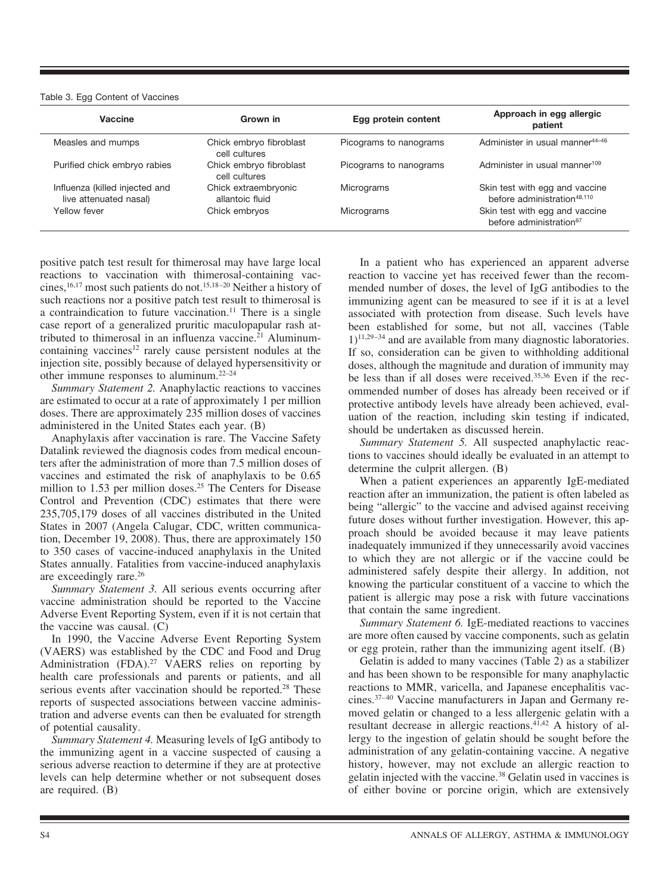Table 3. Egg Content of Vaccines

| Vaccine | Grown in | Egg protein content | Approach in egg allergic patient |
|---|---|---|---|
| Measles and mumps | Chick embryo fibroblast cell cultures | Picograms to nanograms | Administer in usual manner[44–46] |
| Purified chick embryo rabies | Chick embryo fibroblast cell cultures | Picograms to nanograms | Administer in usual manner[109] |
| Influenza (killed injected and live attenuated nasal) | Chick extraembryonic allantoic fluid | Micrograms | Skin test with egg and vaccine before administration[48,110] |
| Yellow fever | Chick embryos | Micrograms | Skin test with egg and vaccine before administration[67] |

positive patch test result for thimerosal may have large local reactions to vaccination with thimerosal-containing vaccines,[16,17] most such patients do not.[15,18–20] Neither a history of such reactions nor a positive patch test result to thimerosal is a contraindication to future vaccination.[11] There is a single case report of a generalized pruritic maculopapular rash attributed to thimerosal in an influenza vaccine.[21] Aluminum-containing vaccines[12] rarely cause persistent nodules at the injection site, possibly because of delayed hypersensitivity or other immune responses to aluminum.[22–24]

*Summary Statement 2.* Anaphylactic reactions to vaccines are estimated to occur at a rate of approximately 1 per million doses. There are approximately 235 million doses of vaccines administered in the United States each year. (B)

Anaphylaxis after vaccination is rare. The Vaccine Safety Datalink reviewed the diagnosis codes from medical encounters after the administration of more than 7.5 million doses of vaccines and estimated the risk of anaphylaxis to be 0.65 million to 1.53 per million doses.[25] The Centers for Disease Control and Prevention (CDC) estimates that there were 235,705,179 doses of all vaccines distributed in the United States in 2007 (Angela Calugar, CDC, written communication, December 19, 2008). Thus, there are approximately 150 to 350 cases of vaccine-induced anaphylaxis in the United States annually. Fatalities from vaccine-induced anaphylaxis are exceedingly rare.[26]

*Summary Statement 3.* All serious events occurring after vaccine administration should be reported to the Vaccine Adverse Event Reporting System, even if it is not certain that the vaccine was causal. (C)

In 1990, the Vaccine Adverse Event Reporting System (VAERS) was established by the CDC and Food and Drug Administration (FDA).[27] VAERS relies on reporting by health care professionals and parents or patients, and all serious events after vaccination should be reported.[28] These reports of suspected associations between vaccine administration and adverse events can then be evaluated for strength of potential causality.

*Summary Statement 4.* Measuring levels of IgG antibody to the immunizing agent in a vaccine suspected of causing a serious adverse reaction to determine if they are at protective levels can help determine whether or not subsequent doses are required. (B)

In a patient who has experienced an apparent adverse reaction to vaccine yet has received fewer than the recommended number of doses, the level of IgG antibodies to the immunizing agent can be measured to see if it is at a level associated with protection from disease. Such levels have been established for some, but not all, vaccines (Table 1)[11,29–34] and are available from many diagnostic laboratories. If so, consideration can be given to withholding additional doses, although the magnitude and duration of immunity may be less than if all doses were received.[35,36] Even if the recommended number of doses has already been received or if protective antibody levels have already been achieved, evaluation of the reaction, including skin testing if indicated, should be undertaken as discussed herein.

*Summary Statement 5.* All suspected anaphylactic reactions to vaccines should ideally be evaluated in an attempt to determine the culprit allergen. (B)

When a patient experiences an apparently IgE-mediated reaction after an immunization, the patient is often labeled as being "allergic" to the vaccine and advised against receiving future doses without further investigation. However, this approach should be avoided because it may leave patients inadequately immunized if they unnecessarily avoid vaccines to which they are not allergic or if the vaccine could be administered safely despite their allergy. In addition, not knowing the particular constituent of a vaccine to which the patient is allergic may pose a risk with future vaccinations that contain the same ingredient.

*Summary Statement 6.* IgE-mediated reactions to vaccines are more often caused by vaccine components, such as gelatin or egg protein, rather than the immunizing agent itself. (B)

Gelatin is added to many vaccines (Table 2) as a stabilizer and has been shown to be responsible for many anaphylactic reactions to MMR, varicella, and Japanese encephalitis vaccines.[37–40] Vaccine manufacturers in Japan and Germany removed gelatin or changed to a less allergenic gelatin with a resultant decrease in allergic reactions.[41,42] A history of allergy to the ingestion of gelatin should be sought before the administration of any gelatin-containing vaccine. A negative history, however, may not exclude an allergic reaction to gelatin injected with the vaccine.[38] Gelatin used in vaccines is of either bovine or porcine origin, which are extensively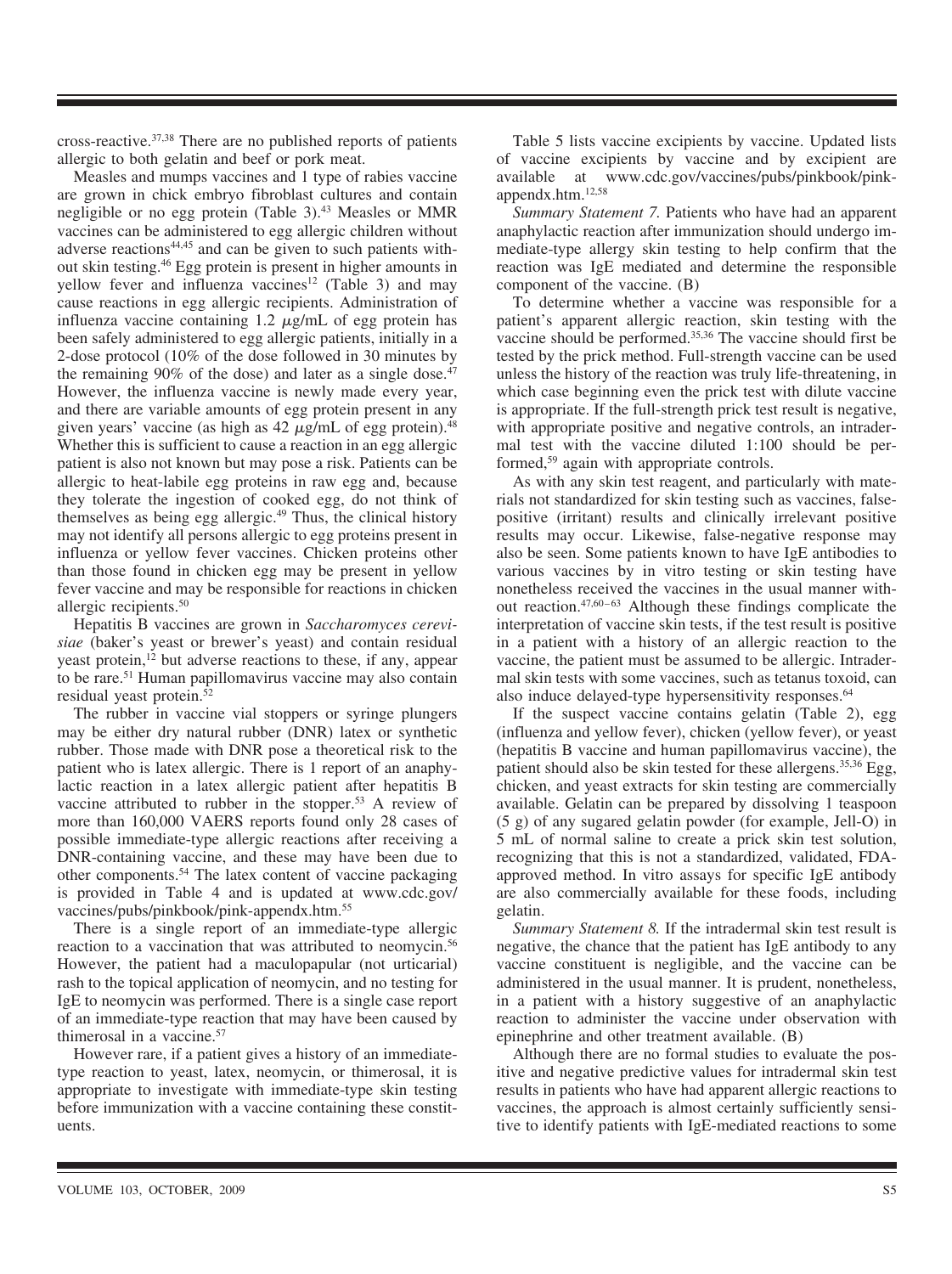cross-reactive.[37,38] There are no published reports of patients allergic to both gelatin and beef or pork meat.

Measles and mumps vaccines and 1 type of rabies vaccine are grown in chick embryo fibroblast cultures and contain negligible or no egg protein (Table 3).[43] Measles or MMR vaccines can be administered to egg allergic children without adverse reactions[44,45] and can be given to such patients without skin testing.[46] Egg protein is present in higher amounts in yellow fever and influenza vaccines[12] (Table 3) and may cause reactions in egg allergic recipients. Administration of influenza vaccine containing 1.2 $\mu$g/mL of egg protein has been safely administered to egg allergic patients, initially in a 2-dose protocol (10% of the dose followed in 30 minutes by the remaining 90% of the dose) and later as a single dose.[47] However, the influenza vaccine is newly made every year, and there are variable amounts of egg protein present in any given years' vaccine (as high as 42 $\mu$g/mL of egg protein).[48] Whether this is sufficient to cause a reaction in an egg allergic patient is also not known but may pose a risk. Patients can be allergic to heat-labile egg proteins in raw egg and, because they tolerate the ingestion of cooked egg, do not think of themselves as being egg allergic.[49] Thus, the clinical history may not identify all persons allergic to egg proteins present in influenza or yellow fever vaccines. Chicken proteins other than those found in chicken egg may be present in yellow fever vaccine and may be responsible for reactions in chicken allergic recipients.[50]

Hepatitis B vaccines are grown in *Saccharomyces cerevisiae* (baker's yeast or brewer's yeast) and contain residual yeast protein,[12] but adverse reactions to these, if any, appear to be rare.[51] Human papillomavirus vaccine may also contain residual yeast protein.[52]

The rubber in vaccine vial stoppers or syringe plungers may be either dry natural rubber (DNR) latex or synthetic rubber. Those made with DNR pose a theoretical risk to the patient who is latex allergic. There is 1 report of an anaphylactic reaction in a latex allergic patient after hepatitis B vaccine attributed to rubber in the stopper.[53] A review of more than 160,000 VAERS reports found only 28 cases of possible immediate-type allergic reactions after receiving a DNR-containing vaccine, and these may have been due to other components.[54] The latex content of vaccine packaging is provided in Table 4 and is updated at www.cdc.gov/vaccines/pubs/pinkbook/pink-appendx.htm.[55]

There is a single report of an immediate-type allergic reaction to a vaccination that was attributed to neomycin.[56] However, the patient had a maculopapular (not urticarial) rash to the topical application of neomycin, and no testing for IgE to neomycin was performed. There is a single case report of an immediate-type reaction that may have been caused by thimerosal in a vaccine.[57]

However rare, if a patient gives a history of an immediate-type reaction to yeast, latex, neomycin, or thimerosal, it is appropriate to investigate with immediate-type skin testing before immunization with a vaccine containing these constituents.

Table 5 lists vaccine excipients by vaccine. Updated lists of vaccine excipients by vaccine and by excipient are available at www.cdc.gov/vaccines/pubs/pinkbook/pink-appendx.htm.[12,58]

*Summary Statement 7.* Patients who have had an apparent anaphylactic reaction after immunization should undergo immediate-type allergy skin testing to help confirm that the reaction was IgE mediated and determine the responsible component of the vaccine. (B)

To determine whether a vaccine was responsible for a patient's apparent allergic reaction, skin testing with the vaccine should be performed.[35,36] The vaccine should first be tested by the prick method. Full-strength vaccine can be used unless the history of the reaction was truly life-threatening, in which case beginning even the prick test with dilute vaccine is appropriate. If the full-strength prick test result is negative, with appropriate positive and negative controls, an intradermal test with the vaccine diluted 1:100 should be performed,[59] again with appropriate controls.

As with any skin test reagent, and particularly with materials not standardized for skin testing such as vaccines, false-positive (irritant) results and clinically irrelevant positive results may occur. Likewise, false-negative response may also be seen. Some patients known to have IgE antibodies to various vaccines by in vitro testing or skin testing have nonetheless received the vaccines in the usual manner without reaction.[47,60–63] Although these findings complicate the interpretation of vaccine skin tests, if the test result is positive in a patient with a history of an allergic reaction to the vaccine, the patient must be assumed to be allergic. Intradermal skin tests with some vaccines, such as tetanus toxoid, can also induce delayed-type hypersensitivity responses.[64]

If the suspect vaccine contains gelatin (Table 2), egg (influenza and yellow fever), chicken (yellow fever), or yeast (hepatitis B vaccine and human papillomavirus vaccine), the patient should also be skin tested for these allergens.[35,36] Egg, chicken, and yeast extracts for skin testing are commercially available. Gelatin can be prepared by dissolving 1 teaspoon (5 g) of any sugared gelatin powder (for example, Jell-O) in 5 mL of normal saline to create a prick skin test solution, recognizing that this is not a standardized, validated, FDA-approved method. In vitro assays for specific IgE antibody are also commercially available for these foods, including gelatin.

*Summary Statement 8.* If the intradermal skin test result is negative, the chance that the patient has IgE antibody to any vaccine constituent is negligible, and the vaccine can be administered in the usual manner. It is prudent, nonetheless, in a patient with a history suggestive of an anaphylactic reaction to administer the vaccine under observation with epinephrine and other treatment available. (B)

Although there are no formal studies to evaluate the positive and negative predictive values for intradermal skin test results in patients who have had apparent allergic reactions to vaccines, the approach is almost certainly sufficiently sensitive to identify patients with IgE-mediated reactions to some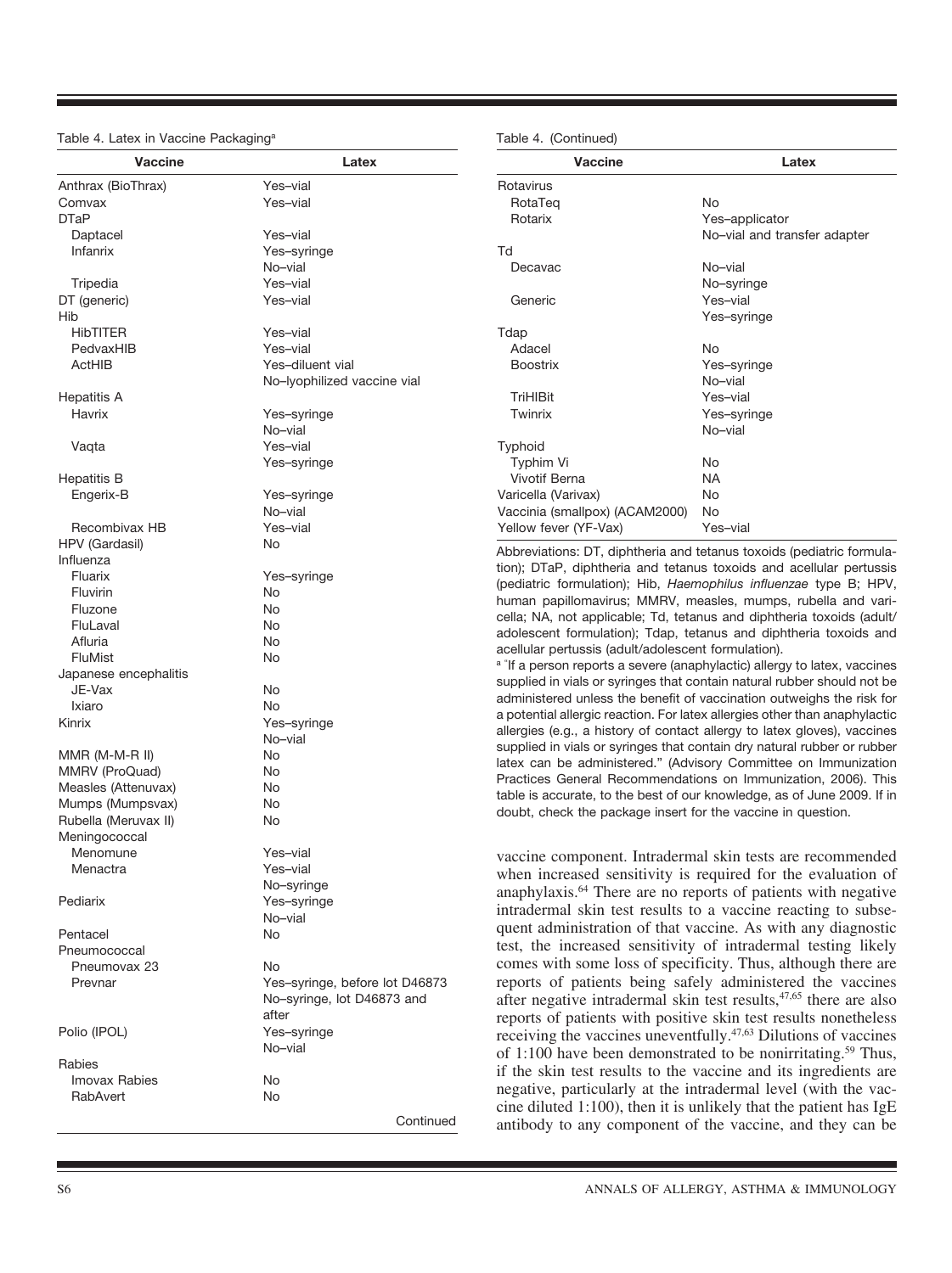Table 4. Latex in Vaccine Packaging[a]

| Vaccine | Latex |
|---|---|
| Anthrax (BioThrax) | Yes–vial |
| Comvax | Yes–vial |
| DTaP | |
| Daptacel | Yes–vial |
| Infanrix | Yes–syringe |
| | No–vial |
| Tripedia | Yes–vial |
| DT (generic) | Yes–vial |
| Hib | |
| HibTITER | Yes–vial |
| PedvaxHIB | Yes–vial |
| ActHIB | Yes–diluent vial |
| | No–lyophilized vaccine vial |
| Hepatitis A | |
| Havrix | Yes–syringe |
| | No–vial |
| Vaqta | Yes–vial |
| | Yes–syringe |
| Hepatitis B | |
| Engerix-B | Yes–syringe |
| | No–vial |
| Recombivax HB | Yes–vial |
| HPV (Gardasil) | No |
| Influenza | |
| Fluarix | Yes–syringe |
| Fluvirin | No |
| Fluzone | No |
| FluLaval | No |
| Afluria | No |
| FluMist | No |
| Japanese encephalitis | |
| JE-Vax | No |
| Ixiaro | No |
| Kinrix | Yes–syringe |
| | No–vial |
| MMR (M-M-R II) | No |
| MMRV (ProQuad) | No |
| Measles (Attenuvax) | No |
| Mumps (Mumpsvax) | No |
| Rubella (Meruvax II) | No |
| Meningococcal | |
| Menomune | Yes–vial |
| Menactra | Yes–vial |
| | No–syringe |
| Pediarix | Yes–syringe |
| | No–vial |
| Pentacel | No |
| Pneumococcal | |
| Pneumovax 23 | No |
| Prevnar | Yes–syringe, before lot D46873 |
| | No–syringe, lot D46873 and after |
| Polio (IPOL) | Yes–syringe |
| | No–vial |
| Rabies | |
| Imovax Rabies | No |
| RabAvert | No |
| Rotavirus | |
| RotaTeq | No |
| Rotarix | Yes–applicator |
| | No–vial and transfer adapter |
| Td | |
| Decavac | No–vial |
| | No–syringe |
| Generic | Yes–vial |
| | Yes–syringe |
| Tdap | |
| Adacel | No |
| Boostrix | Yes–syringe |
| | No–vial |
| TriHIBit | Yes–vial |
| Twinrix | Yes–syringe |
| | No–vial |
| Typhoid | |
| Typhim Vi | No |
| Vivotif Berna | NA |
| Varicella (Varivax) | No |
| Vaccinia (smallpox) (ACAM2000) | No |
| Yellow fever (YF-Vax) | Yes–vial |

Abbreviations: DT, diphtheria and tetanus toxoids (pediatric formulation); DTaP, diphtheria and tetanus toxoids and acellular pertussis (pediatric formulation); Hib, *Haemophilus influenzae* type B; HPV, human papillomavirus; MMRV, measles, mumps, rubella and varicella; NA, not applicable; Td, tetanus and diphtheria toxoids (adult/adolescent formulation); Tdap, tetanus and diphtheria toxoids and acellular pertussis (adult/adolescent formulation).

[a] "If a person reports a severe (anaphylactic) allergy to latex, vaccines supplied in vials or syringes that contain natural rubber should not be administered unless the benefit of vaccination outweighs the risk for a potential allergic reaction. For latex allergies other than anaphylactic allergies (e.g., a history of contact allergy to latex gloves), vaccines supplied in vials or syringes that contain dry natural rubber or rubber latex can be administered." (Advisory Committee on Immunization Practices General Recommendations on Immunization, 2006). This table is accurate, to the best of our knowledge, as of June 2009. If in doubt, check the package insert for the vaccine in question.

vaccine component. Intradermal skin tests are recommended when increased sensitivity is required for the evaluation of anaphylaxis.[64] There are no reports of patients with negative intradermal skin test results to a vaccine reacting to subsequent administration of that vaccine. As with any diagnostic test, the increased sensitivity of intradermal testing likely comes with some loss of specificity. Thus, although there are reports of patients being safely administered the vaccines after negative intradermal skin test results,[47,65] there are also reports of patients with positive skin test results nonetheless receiving the vaccines uneventfully.[47,63] Dilutions of vaccines of 1:100 have been demonstrated to be nonirritating.[59] Thus, if the skin test results to the vaccine and its ingredients are negative, particularly at the intradermal level (with the vaccine diluted 1:100), then it is unlikely that the patient has IgE antibody to any component of the vaccine, and they can be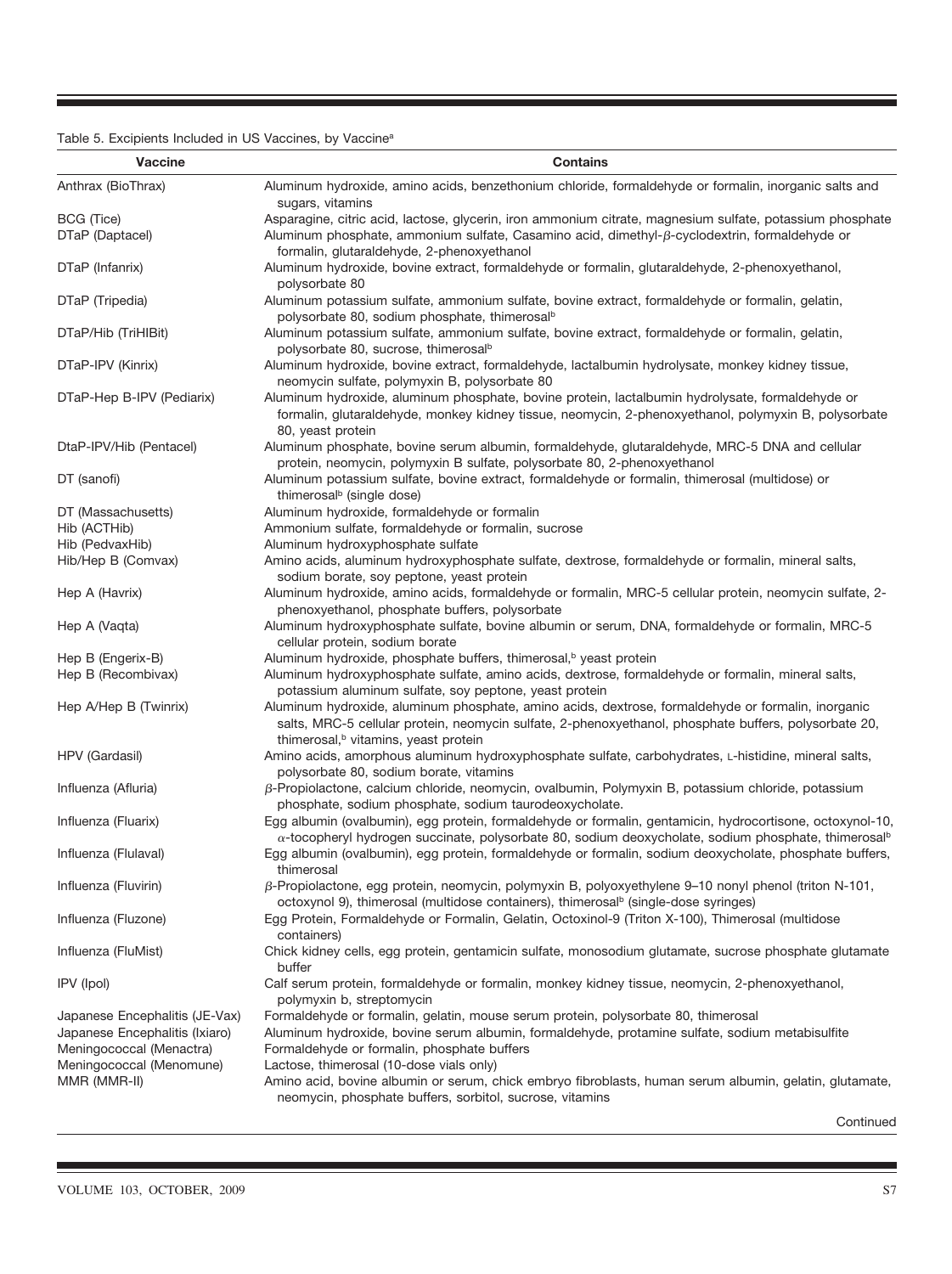Table 5. Excipients Included in US Vaccines, by Vaccine[a]

| Vaccine | Contains |
| --- | --- |
| Anthrax (BioThrax) | Aluminum hydroxide, amino acids, benzethonium chloride, formaldehyde or formalin, inorganic salts and sugars, vitamins |
| BCG (Tice) | Asparagine, citric acid, lactose, glycerin, iron ammonium citrate, magnesium sulfate, potassium phosphate |
| DTaP (Daptacel) | Aluminum phosphate, ammonium sulfate, Casamino acid, dimethyl-β-cyclodextrin, formaldehyde or formalin, glutaraldehyde, 2-phenoxyethanol |
| DTaP (Infanrix) | Aluminum hydroxide, bovine extract, formaldehyde or formalin, glutaraldehyde, 2-phenoxyethanol, polysorbate 80 |
| DTaP (Tripedia) | Aluminum potassium sulfate, ammonium sulfate, bovine extract, formaldehyde or formalin, gelatin, polysorbate 80, sodium phosphate, thimerosal[b] |
| DTaP/Hib (TriHIBit) | Aluminum potassium sulfate, ammonium sulfate, bovine extract, formaldehyde or formalin, gelatin, polysorbate 80, sucrose, thimerosal[b] |
| DTaP-IPV (Kinrix) | Aluminum hydroxide, bovine extract, formaldehyde, lactalbumin hydrolysate, monkey kidney tissue, neomycin sulfate, polymyxin B, polysorbate 80 |
| DTaP-Hep B-IPV (Pediarix) | Aluminum hydroxide, aluminum phosphate, bovine protein, lactalbumin hydrolysate, formaldehyde or formalin, glutaraldehyde, monkey kidney tissue, neomycin, 2-phenoxyethanol, polymyxin B, polysorbate 80, yeast protein |
| DtaP-IPV/Hib (Pentacel) | Aluminum phosphate, bovine serum albumin, formaldehyde, glutaraldehyde, MRC-5 DNA and cellular protein, neomycin, polymyxin B sulfate, polysorbate 80, 2-phenoxyethanol |
| DT (sanofi) | Aluminum potassium sulfate, bovine extract, formaldehyde or formalin, thimerosal (multidose) or thimerosal[b] (single dose) |
| DT (Massachusetts) | Aluminum hydroxide, formaldehyde or formalin |
| Hib (ACTHib) | Ammonium sulfate, formaldehyde or formalin, sucrose |
| Hib (PedvaxHib) | Aluminum hydroxyphosphate sulfate |
| Hib/Hep B (Comvax) | Amino acids, aluminum hydroxyphosphate sulfate, dextrose, formaldehyde or formalin, mineral salts, sodium borate, soy peptone, yeast protein |
| Hep A (Havrix) | Aluminum hydroxide, amino acids, formaldehyde or formalin, MRC-5 cellular protein, neomycin sulfate, 2-phenoxyethanol, phosphate buffers, polysorbate |
| Hep A (Vaqta) | Aluminum hydroxyphosphate sulfate, bovine albumin or serum, DNA, formaldehyde or formalin, MRC-5 cellular protein, sodium borate |
| Hep B (Engerix-B) | Aluminum hydroxide, phosphate buffers, thimerosal,[b] yeast protein |
| Hep B (Recombivax) | Aluminum hydroxyphosphate sulfate, amino acids, dextrose, formaldehyde or formalin, mineral salts, potassium aluminum sulfate, soy peptone, yeast protein |
| Hep A/Hep B (Twinrix) | Aluminum hydroxide, aluminum phosphate, amino acids, dextrose, formaldehyde or formalin, inorganic salts, MRC-5 cellular protein, neomycin sulfate, 2-phenoxyethanol, phosphate buffers, polysorbate 20, thimerosal,[b] vitamins, yeast protein |
| HPV (Gardasil) | Amino acids, amorphous aluminum hydroxyphosphate sulfate, carbohydrates, L-histidine, mineral salts, polysorbate 80, sodium borate, vitamins |
| Influenza (Afluria) | β-Propiolactone, calcium chloride, neomycin, ovalbumin, Polymyxin B, potassium chloride, potassium phosphate, sodium phosphate, sodium taurodeoxycholate. |
| Influenza (Fluarix) | Egg albumin (ovalbumin), egg protein, formaldehyde or formalin, gentamicin, hydrocortisone, octoxynol-10, α-tocopheryl hydrogen succinate, polysorbate 80, sodium deoxycholate, sodium phosphate, thimerosal[b] |
| Influenza (Flulaval) | Egg albumin (ovalbumin), egg protein, formaldehyde or formalin, sodium deoxycholate, phosphate buffers, thimerosal |
| Influenza (Fluvirin) | β-Propiolactone, egg protein, neomycin, polymyxin B, polyoxyethylene 9–10 nonyl phenol (triton N-101, octoxynol 9), thimerosal (multidose containers), thimerosal[b] (single-dose syringes) |
| Influenza (Fluzone) | Egg Protein, Formaldehyde or Formalin, Gelatin, Octoxinol-9 (Triton X-100), Thimerosal (multidose containers) |
| Influenza (FluMist) | Chick kidney cells, egg protein, gentamicin sulfate, monosodium glutamate, sucrose phosphate glutamate buffer |
| IPV (Ipol) | Calf serum protein, formaldehyde or formalin, monkey kidney tissue, neomycin, 2-phenoxyethanol, polymyxin b, streptomycin |
| Japanese Encephalitis (JE-Vax) | Formaldehyde or formalin, gelatin, mouse serum protein, polysorbate 80, thimerosal |
| Japanese Encephalitis (Ixiaro) | Aluminum hydroxide, bovine serum albumin, formaldehyde, protamine sulfate, sodium metabisulfite |
| Meningococcal (Menactra) | Formaldehyde or formalin, phosphate buffers |
| Meningococcal (Menomune) | Lactose, thimerosal (10-dose vials only) |
| MMR (MMR-II) | Amino acid, bovine albumin or serum, chick embryo fibroblasts, human serum albumin, gelatin, glutamate, neomycin, phosphate buffers, sorbitol, sucrose, vitamins |

Continued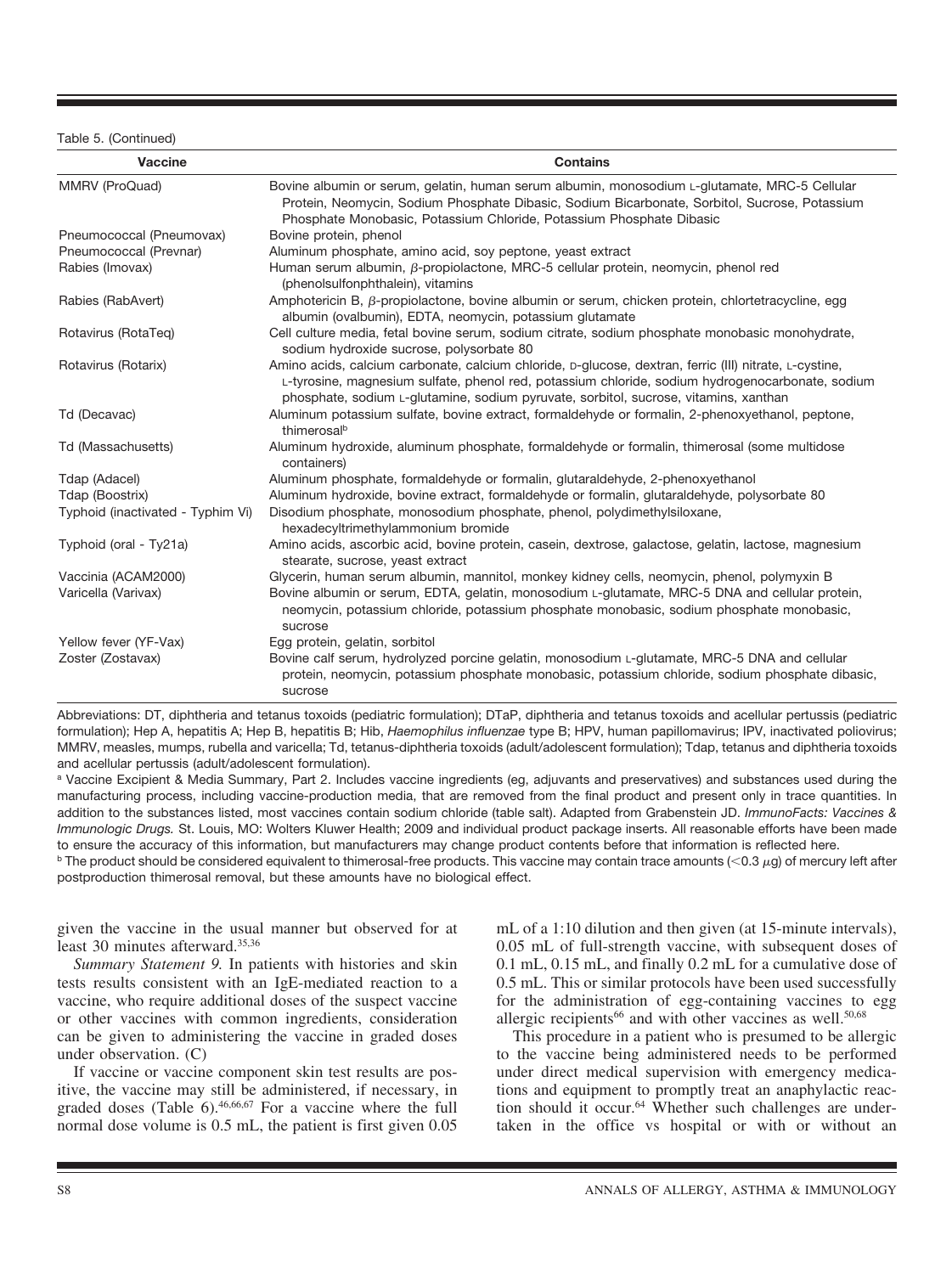Table 5. (Continued)

| Vaccine | Contains |
|---|---|
| MMRV (ProQuad) | Bovine albumin or serum, gelatin, human serum albumin, monosodium L-glutamate, MRC-5 Cellular Protein, Neomycin, Sodium Phosphate Dibasic, Sodium Bicarbonate, Sorbitol, Sucrose, Potassium Phosphate Monobasic, Potassium Chloride, Potassium Phosphate Dibasic |
| Pneumococcal (Pneumovax) | Bovine protein, phenol |
| Pneumococcal (Prevnar) | Aluminum phosphate, amino acid, soy peptone, yeast extract |
| Rabies (Imovax) | Human serum albumin, β-propiolactone, MRC-5 cellular protein, neomycin, phenol red (phenolsulfonphthalein), vitamins |
| Rabies (RabAvert) | Amphotericin B, β-propiolactone, bovine albumin or serum, chicken protein, chlortetracycline, egg albumin (ovalbumin), EDTA, neomycin, potassium glutamate |
| Rotavirus (RotaTeq) | Cell culture media, fetal bovine serum, sodium citrate, sodium phosphate monobasic monohydrate, sodium hydroxide sucrose, polysorbate 80 |
| Rotavirus (Rotarix) | Amino acids, calcium carbonate, calcium chloride, D-glucose, dextran, ferric (III) nitrate, L-cystine, L-tyrosine, magnesium sulfate, phenol red, potassium chloride, sodium hydrogenocarbonate, sodium phosphate, sodium L-glutamine, sodium pyruvate, sorbitol, sucrose, vitamins, xanthan |
| Td (Decavac) | Aluminum potassium sulfate, bovine extract, formaldehyde or formalin, 2-phenoxyethanol, peptone, thimerosal[b] |
| Td (Massachusetts) | Aluminum hydroxide, aluminum phosphate, formaldehyde or formalin, thimerosal (some multidose containers) |
| Tdap (Adacel) | Aluminum phosphate, formaldehyde or formalin, glutaraldehyde, 2-phenoxyethanol |
| Tdap (Boostrix) | Aluminum hydroxide, bovine extract, formaldehyde or formalin, glutaraldehyde, polysorbate 80 |
| Typhoid (inactivated - Typhim Vi) | Disodium phosphate, monosodium phosphate, phenol, polydimethylsiloxane, hexadecyltrimethylammonium bromide |
| Typhoid (oral - Ty21a) | Amino acids, ascorbic acid, bovine protein, casein, dextrose, galactose, gelatin, lactose, magnesium stearate, sucrose, yeast extract |
| Vaccinia (ACAM2000) | Glycerin, human serum albumin, mannitol, monkey kidney cells, neomycin, phenol, polymyxin B |
| Varicella (Varivax) | Bovine albumin or serum, EDTA, gelatin, monosodium L-glutamate, MRC-5 DNA and cellular protein, neomycin, potassium chloride, potassium phosphate monobasic, sodium phosphate monobasic, sucrose |
| Yellow fever (YF-Vax) | Egg protein, gelatin, sorbitol |
| Zoster (Zostavax) | Bovine calf serum, hydrolyzed porcine gelatin, monosodium L-glutamate, MRC-5 DNA and cellular protein, neomycin, potassium phosphate monobasic, potassium chloride, sodium phosphate dibasic, sucrose |

Abbreviations: DT, diphtheria and tetanus toxoids (pediatric formulation); DTaP, diphtheria and tetanus toxoids and acellular pertussis (pediatric formulation); Hep A, hepatitis A; Hep B, hepatitis B; Hib, *Haemophilus influenzae* type B; HPV, human papillomavirus; IPV, inactivated poliovirus; MMRV, measles, mumps, rubella and varicella; Td, tetanus-diphtheria toxoids (adult/adolescent formulation); Tdap, tetanus and diphtheria toxoids and acellular pertussis (adult/adolescent formulation).

[a] Vaccine Excipient & Media Summary, Part 2. Includes vaccine ingredients (eg, adjuvants and preservatives) and substances used during the manufacturing process, including vaccine-production media, that are removed from the final product and present only in trace quantities. In addition to the substances listed, most vaccines contain sodium chloride (table salt). Adapted from Grabenstein JD. *ImmunoFacts: Vaccines & Immunologic Drugs.* St. Louis, MO: Wolters Kluwer Health; 2009 and individual product package inserts. All reasonable efforts have been made to ensure the accuracy of this information, but manufacturers may change product contents before that information is reflected here.

[b] The product should be considered equivalent to thimerosal-free products. This vaccine may contain trace amounts (<0.3 μg) of mercury left after postproduction thimerosal removal, but these amounts have no biological effect.

given the vaccine in the usual manner but observed for at least 30 minutes afterward.[35,36]

*Summary Statement 9.* In patients with histories and skin tests results consistent with an IgE-mediated reaction to a vaccine, who require additional doses of the suspect vaccine or other vaccines with common ingredients, consideration can be given to administering the vaccine in graded doses under observation. (C)

If vaccine or vaccine component skin test results are positive, the vaccine may still be administered, if necessary, in graded doses (Table 6).[46,66,67] For a vaccine where the full normal dose volume is 0.5 mL, the patient is first given 0.05 mL of a 1:10 dilution and then given (at 15-minute intervals), 0.05 mL of full-strength vaccine, with subsequent doses of 0.1 mL, 0.15 mL, and finally 0.2 mL for a cumulative dose of 0.5 mL. This or similar protocols have been used successfully for the administration of egg-containing vaccines to egg allergic recipients[66] and with other vaccines as well.[50,68]

This procedure in a patient who is presumed to be allergic to the vaccine being administered needs to be performed under direct medical supervision with emergency medications and equipment to promptly treat an anaphylactic reaction should it occur.[64] Whether such challenges are undertaken in the office vs hospital or with or without an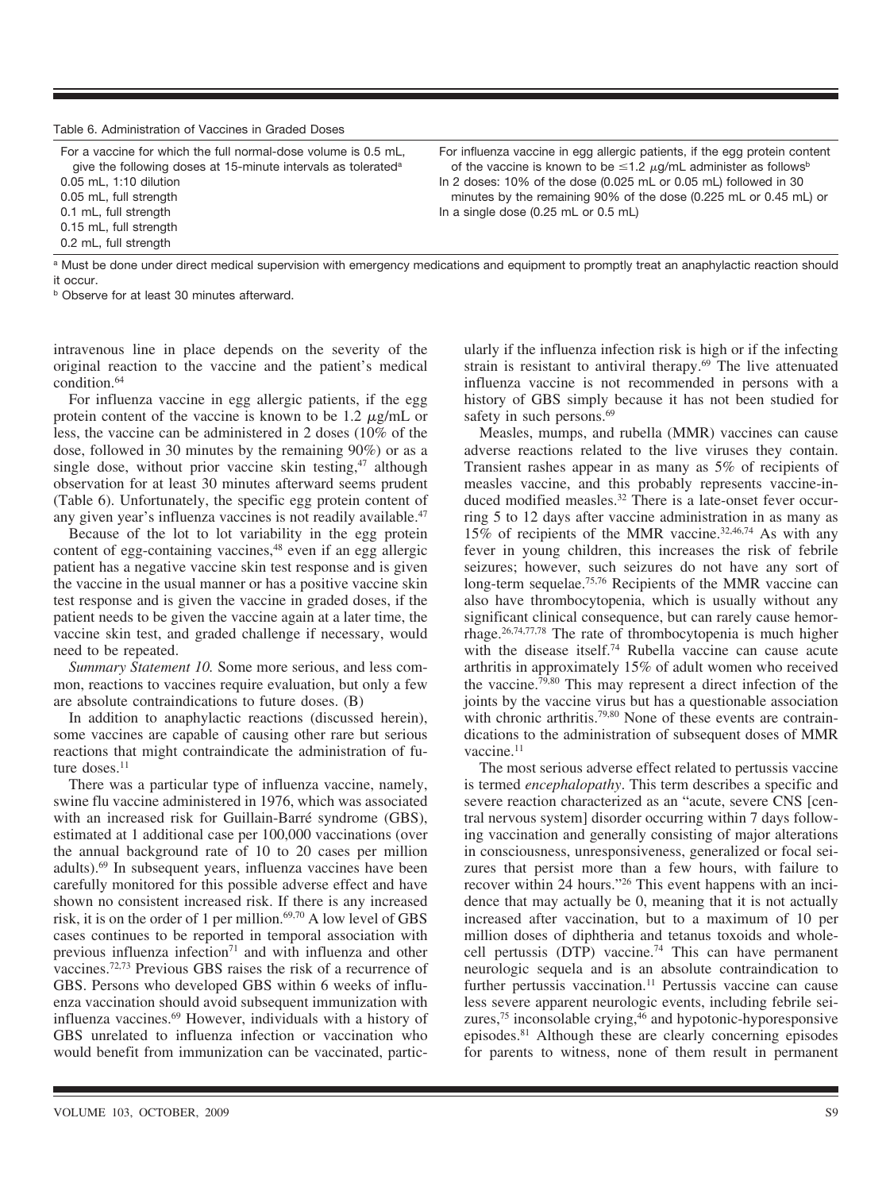Table 6. Administration of Vaccines in Graded Doses

| For a vaccine for which the full normal-dose volume is 0.5 mL, give the following doses at 15-minute intervals as tolerated[a] | For influenza vaccine in egg allergic patients, if the egg protein content of the vaccine is known to be ≤1.2 μg/mL administer as follows[b] |
|---|---|
| 0.05 mL, 1:10 dilution | In 2 doses: 10% of the dose (0.025 mL or 0.05 mL) followed in 30 minutes by the remaining 90% of the dose (0.225 mL or 0.45 mL) or |
| 0.05 mL, full strength | In a single dose (0.25 mL or 0.5 mL) |
| 0.1 mL, full strength | |
| 0.15 mL, full strength | |
| 0.2 mL, full strength | |

[a] Must be done under direct medical supervision with emergency medications and equipment to promptly treat an anaphylactic reaction should it occur.

[b] Observe for at least 30 minutes afterward.

intravenous line in place depends on the severity of the original reaction to the vaccine and the patient's medical condition.[64]

For influenza vaccine in egg allergic patients, if the egg protein content of the vaccine is known to be 1.2 μg/mL or less, the vaccine can be administered in 2 doses (10% of the dose, followed in 30 minutes by the remaining 90%) or as a single dose, without prior vaccine skin testing,[47] although observation for at least 30 minutes afterward seems prudent (Table 6). Unfortunately, the specific egg protein content of any given year's influenza vaccines is not readily available.[47]

Because of the lot to lot variability in the egg protein content of egg-containing vaccines,[48] even if an egg allergic patient has a negative vaccine skin test response and is given the vaccine in the usual manner or has a positive vaccine skin test response and is given the vaccine in graded doses, if the patient needs to be given the vaccine again at a later time, the vaccine skin test, and graded challenge if necessary, would need to be repeated.

*Summary Statement 10.* Some more serious, and less common, reactions to vaccines require evaluation, but only a few are absolute contraindications to future doses. (B)

In addition to anaphylactic reactions (discussed herein), some vaccines are capable of causing other rare but serious reactions that might contraindicate the administration of future doses.[11]

There was a particular type of influenza vaccine, namely, swine flu vaccine administered in 1976, which was associated with an increased risk for Guillain-Barré syndrome (GBS), estimated at 1 additional case per 100,000 vaccinations (over the annual background rate of 10 to 20 cases per million adults).[69] In subsequent years, influenza vaccines have been carefully monitored for this possible adverse effect and have shown no consistent increased risk. If there is any increased risk, it is on the order of 1 per million.[69,70] A low level of GBS cases continues to be reported in temporal association with previous influenza infection[71] and with influenza and other vaccines.[72,73] Previous GBS raises the risk of a recurrence of GBS. Persons who developed GBS within 6 weeks of influenza vaccination should avoid subsequent immunization with influenza vaccines.[69] However, individuals with a history of GBS unrelated to influenza infection or vaccination who would benefit from immunization can be vaccinated, particularly if the influenza infection risk is high or if the infecting strain is resistant to antiviral therapy.[69] The live attenuated influenza vaccine is not recommended in persons with a history of GBS simply because it has not been studied for safety in such persons.[69]

Measles, mumps, and rubella (MMR) vaccines can cause adverse reactions related to the live viruses they contain. Transient rashes appear in as many as 5% of recipients of measles vaccine, and this probably represents vaccine-induced modified measles.[32] There is a late-onset fever occurring 5 to 12 days after vaccine administration in as many as 15% of recipients of the MMR vaccine.[32,46,74] As with any fever in young children, this increases the risk of febrile seizures; however, such seizures do not have any sort of long-term sequelae.[75,76] Recipients of the MMR vaccine can also have thrombocytopenia, which is usually without any significant clinical consequence, but can rarely cause hemorrhage.[26,74,77,78] The rate of thrombocytopenia is much higher with the disease itself.[74] Rubella vaccine can cause acute arthritis in approximately 15% of adult women who received the vaccine.[79,80] This may represent a direct infection of the joints by the vaccine virus but has a questionable association with chronic arthritis.[79,80] None of these events are contraindications to the administration of subsequent doses of MMR vaccine.[11]

The most serious adverse effect related to pertussis vaccine is termed *encephalopathy*. This term describes a specific and severe reaction characterized as an "acute, severe CNS [central nervous system] disorder occurring within 7 days following vaccination and generally consisting of major alterations in consciousness, unresponsiveness, generalized or focal seizures that persist more than a few hours, with failure to recover within 24 hours."[26] This event happens with an incidence that may actually be 0, meaning that it is not actually increased after vaccination, but to a maximum of 10 per million doses of diphtheria and tetanus toxoids and whole-cell pertussis (DTP) vaccine.[74] This can have permanent neurologic sequela and is an absolute contraindication to further pertussis vaccination.[11] Pertussis vaccine can cause less severe apparent neurologic events, including febrile seizures,[75] inconsolable crying,[46] and hypotonic-hyporesponsive episodes.[81] Although these are clearly concerning episodes for parents to witness, none of them result in permanent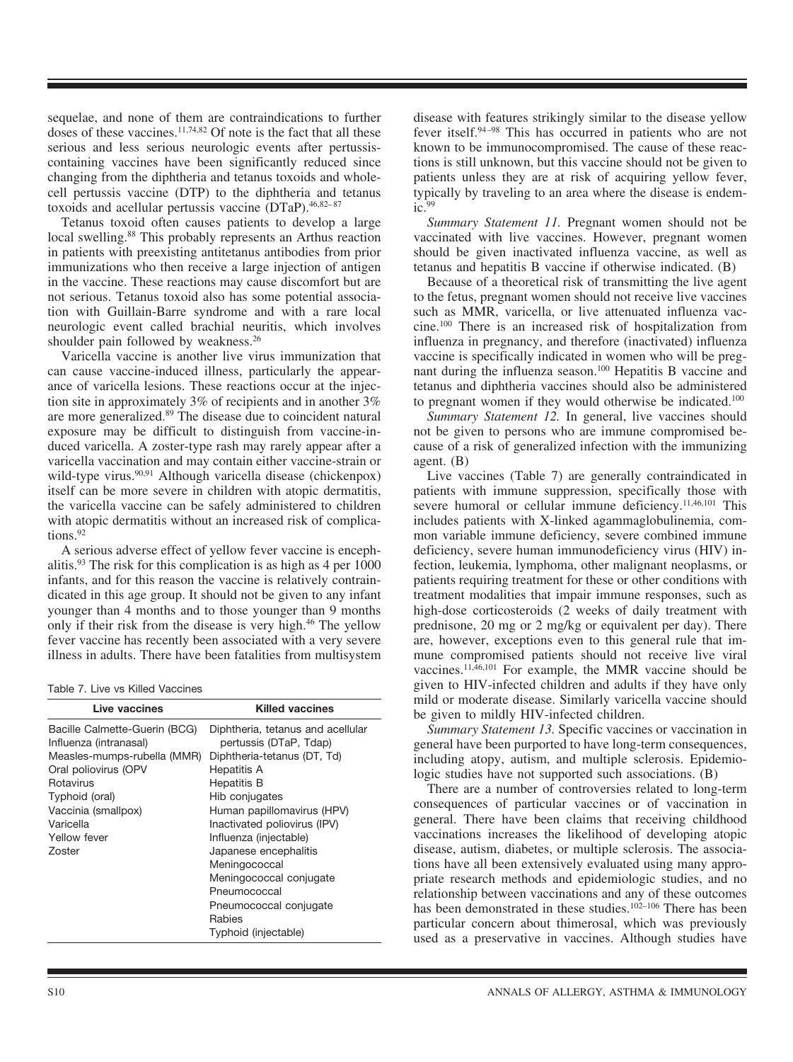sequelae, and none of them are contraindications to further doses of these vaccines.[11,74,82] Of note is the fact that all these serious and less serious neurologic events after pertussis-containing vaccines have been significantly reduced since changing from the diphtheria and tetanus toxoids and whole-cell pertussis vaccine (DTP) to the diphtheria and tetanus toxoids and acellular pertussis vaccine (DTaP).[46,82–87]

Tetanus toxoid often causes patients to develop a large local swelling.[88] This probably represents an Arthus reaction in patients with preexisting antitetanus antibodies from prior immunizations who then receive a large injection of antigen in the vaccine. These reactions may cause discomfort but are not serious. Tetanus toxoid also has some potential association with Guillain-Barre syndrome and with a rare local neurologic event called brachial neuritis, which involves shoulder pain followed by weakness.[26]

Varicella vaccine is another live virus immunization that can cause vaccine-induced illness, particularly the appearance of varicella lesions. These reactions occur at the injection site in approximately 3% of recipients and in another 3% are more generalized.[89] The disease due to coincident natural exposure may be difficult to distinguish from vaccine-induced varicella. A zoster-type rash may rarely appear after a varicella vaccination and may contain either vaccine-strain or wild-type virus.[90,91] Although varicella disease (chickenpox) itself can be more severe in children with atopic dermatitis, the varicella vaccine can be safely administered to children with atopic dermatitis without an increased risk of complications.[92]

A serious adverse effect of yellow fever vaccine is encephalitis.[93] The risk for this complication is as high as 4 per 1000 infants, and for this reason the vaccine is relatively contraindicated in this age group. It should not be given to any infant younger than 4 months and to those younger than 9 months only if their risk from the disease is very high.[46] The yellow fever vaccine has recently been associated with a very severe illness in adults. There have been fatalities from multisystem disease with features strikingly similar to the disease yellow fever itself.[94–98] This has occurred in patients who are not known to be immunocompromised. The cause of these reactions is still unknown, but this vaccine should not be given to patients unless they are at risk of acquiring yellow fever, typically by traveling to an area where the disease is endemic.[99]

Table 7. Live vs Killed Vaccines

| Live vaccines | Killed vaccines |
|---|---|
| Bacille Calmette-Guerin (BCG) | Diphtheria, tetanus and acellular pertussis (DTaP, Tdap) |
| Influenza (intranasal) | Diphtheria-tetanus (DT, Td) |
| Measles-mumps-rubella (MMR) | Hepatitis A |
| Oral poliovirus (OPV | Hepatitis B |
| Rotavirus | Hib conjugates |
| Typhoid (oral) | Human papillomavirus (HPV) |
| Vaccinia (smallpox) | Inactivated poliovirus (IPV) |
| Varicella | Influenza (injectable) |
| Yellow fever | Japanese encephalitis |
| Zoster | Meningococcal |
| | Meningococcal conjugate |
| | Pneumococcal |
| | Pneumococcal conjugate |
| | Rabies |
| | Typhoid (injectable) |

*Summary Statement 11.* Pregnant women should not be vaccinated with live vaccines. However, pregnant women should be given inactivated influenza vaccine, as well as tetanus and hepatitis B vaccine if otherwise indicated. (B)

Because of a theoretical risk of transmitting the live agent to the fetus, pregnant women should not receive live vaccines such as MMR, varicella, or live attenuated influenza vaccine.[100] There is an increased risk of hospitalization from influenza in pregnancy, and therefore (inactivated) influenza vaccine is specifically indicated in women who will be pregnant during the influenza season.[100] Hepatitis B vaccine and tetanus and diphtheria vaccines should also be administered to pregnant women if they would otherwise be indicated.[100]

*Summary Statement 12.* In general, live vaccines should not be given to persons who are immune compromised because of a risk of generalized infection with the immunizing agent. (B)

Live vaccines (Table 7) are generally contraindicated in patients with immune suppression, specifically those with severe humoral or cellular immune deficiency.[11,46,101] This includes patients with X-linked agammaglobulinemia, common variable immune deficiency, severe combined immune deficiency, severe human immunodeficiency virus (HIV) infection, leukemia, lymphoma, other malignant neoplasms, or patients requiring treatment for these or other conditions with treatment modalities that impair immune responses, such as high-dose corticosteroids (2 weeks of daily treatment with prednisone, 20 mg or 2 mg/kg or equivalent per day). There are, however, exceptions even to this general rule that immune compromised patients should not receive live viral vaccines.[11,46,101] For example, the MMR vaccine should be given to HIV-infected children and adults if they have only mild or moderate disease. Similarly varicella vaccine should be given to mildly HIV-infected children.

*Summary Statement 13.* Specific vaccines or vaccination in general have been purported to have long-term consequences, including atopy, autism, and multiple sclerosis. Epidemiologic studies have not supported such associations. (B)

There are a number of controversies related to long-term consequences of particular vaccines or of vaccination in general. There have been claims that receiving childhood vaccinations increases the likelihood of developing atopic disease, autism, diabetes, or multiple sclerosis. The associations have all been extensively evaluated using many appropriate research methods and epidemiologic studies, and no relationship between vaccinations and any of these outcomes has been demonstrated in these studies.[102–106] There has been particular concern about thimerosal, which was previously used as a preservative in vaccines. Although studies have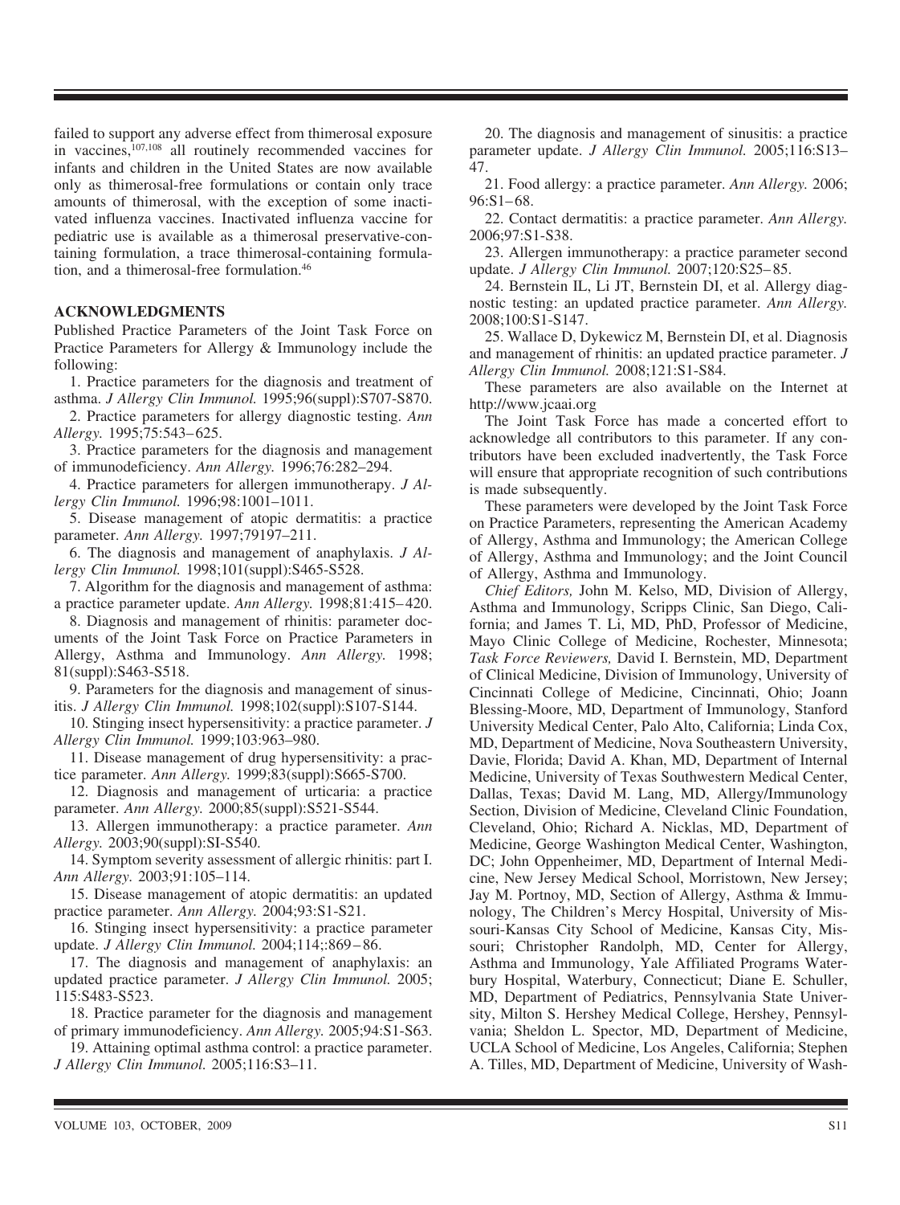failed to support any adverse effect from thimerosal exposure in vaccines,[107,108] all routinely recommended vaccines for infants and children in the United States are now available only as thimerosal-free formulations or contain only trace amounts of thimerosal, with the exception of some inactivated influenza vaccines. Inactivated influenza vaccine for pediatric use is available as a thimerosal preservative-containing formulation, a trace thimerosal-containing formulation, and a thimerosal-free formulation.[46]

## ACKNOWLEDGMENTS

Published Practice Parameters of the Joint Task Force on Practice Parameters for Allergy & Immunology include the following:

1. Practice parameters for the diagnosis and treatment of asthma. *J Allergy Clin Immunol.* 1995;96(suppl):S707-S870.
2. Practice parameters for allergy diagnostic testing. *Ann Allergy.* 1995;75:543–625.
3. Practice parameters for the diagnosis and management of immunodeficiency. *Ann Allergy.* 1996;76:282–294.
4. Practice parameters for allergen immunotherapy. *J Allergy Clin Immunol.* 1996;98:1001–1011.
5. Disease management of atopic dermatitis: a practice parameter. *Ann Allergy.* 1997;79197–211.
6. The diagnosis and management of anaphylaxis. *J Allergy Clin Immunol.* 1998;101(suppl):S465-S528.
7. Algorithm for the diagnosis and management of asthma: a practice parameter update. *Ann Allergy.* 1998;81:415–420.
8. Diagnosis and management of rhinitis: parameter documents of the Joint Task Force on Practice Parameters in Allergy, Asthma and Immunology. *Ann Allergy.* 1998; 81(suppl):S463-S518.
9. Parameters for the diagnosis and management of sinusitis. *J Allergy Clin Immunol.* 1998;102(suppl):S107-S144.
10. Stinging insect hypersensitivity: a practice parameter. *J Allergy Clin Immunol.* 1999;103:963–980.
11. Disease management of drug hypersensitivity: a practice parameter. *Ann Allergy.* 1999;83(suppl):S665-S700.
12. Diagnosis and management of urticaria: a practice parameter. *Ann Allergy.* 2000;85(suppl):S521-S544.
13. Allergen immunotherapy: a practice parameter. *Ann Allergy.* 2003;90(suppl):SI-S540.
14. Symptom severity assessment of allergic rhinitis: part I. *Ann Allergy.* 2003;91:105–114.
15. Disease management of atopic dermatitis: an updated practice parameter. *Ann Allergy.* 2004;93:S1-S21.
16. Stinging insect hypersensitivity: a practice parameter update. *J Allergy Clin Immunol.* 2004;114;:869–86.
17. The diagnosis and management of anaphylaxis: an updated practice parameter. *J Allergy Clin Immunol.* 2005; 115:S483-S523.
18. Practice parameter for the diagnosis and management of primary immunodeficiency. *Ann Allergy.* 2005;94:S1-S63.
19. Attaining optimal asthma control: a practice parameter. *J Allergy Clin Immunol.* 2005;116:S3–11.
20. The diagnosis and management of sinusitis: a practice parameter update. *J Allergy Clin Immunol.* 2005;116:S13–47.
21. Food allergy: a practice parameter. *Ann Allergy.* 2006; 96:S1–68.
22. Contact dermatitis: a practice parameter. *Ann Allergy.* 2006;97:S1-S38.
23. Allergen immunotherapy: a practice parameter second update. *J Allergy Clin Immunol.* 2007;120:S25–85.
24. Bernstein IL, Li JT, Bernstein DI, et al. Allergy diagnostic testing: an updated practice parameter. *Ann Allergy.* 2008;100:S1-S147.
25. Wallace D, Dykewicz M, Bernstein DI, et al. Diagnosis and management of rhinitis: an updated practice parameter. *J Allergy Clin Immunol.* 2008;121:S1-S84.

These parameters are also available on the Internet at http://www.jcaai.org

The Joint Task Force has made a concerted effort to acknowledge all contributors to this parameter. If any contributors have been excluded inadvertently, the Task Force will ensure that appropriate recognition of such contributions is made subsequently.

These parameters were developed by the Joint Task Force on Practice Parameters, representing the American Academy of Allergy, Asthma and Immunology; the American College of Allergy, Asthma and Immunology; and the Joint Council of Allergy, Asthma and Immunology.

*Chief Editors,* John M. Kelso, MD, Division of Allergy, Asthma and Immunology, Scripps Clinic, San Diego, California; and James T. Li, MD, PhD, Professor of Medicine, Mayo Clinic College of Medicine, Rochester, Minnesota; *Task Force Reviewers,* David I. Bernstein, MD, Department of Clinical Medicine, Division of Immunology, University of Cincinnati College of Medicine, Cincinnati, Ohio; Joann Blessing-Moore, MD, Department of Immunology, Stanford University Medical Center, Palo Alto, California; Linda Cox, MD, Department of Medicine, Nova Southeastern University, Davie, Florida; David A. Khan, MD, Department of Internal Medicine, University of Texas Southwestern Medical Center, Dallas, Texas; David M. Lang, MD, Allergy/Immunology Section, Division of Medicine, Cleveland Clinic Foundation, Cleveland, Ohio; Richard A. Nicklas, MD, Department of Medicine, George Washington Medical Center, Washington, DC; John Oppenheimer, MD, Department of Internal Medicine, New Jersey Medical School, Morristown, New Jersey; Jay M. Portnoy, MD, Section of Allergy, Asthma & Immunology, The Children's Mercy Hospital, University of Missouri-Kansas City School of Medicine, Kansas City, Missouri; Christopher Randolph, MD, Center for Allergy, Asthma and Immunology, Yale Affiliated Programs Waterbury Hospital, Waterbury, Connecticut; Diane E. Schuller, MD, Department of Pediatrics, Pennsylvania State University, Milton S. Hershey Medical College, Hershey, Pennsylvania; Sheldon L. Spector, MD, Department of Medicine, UCLA School of Medicine, Los Angeles, California; Stephen A. Tilles, MD, Department of Medicine, University of Wash-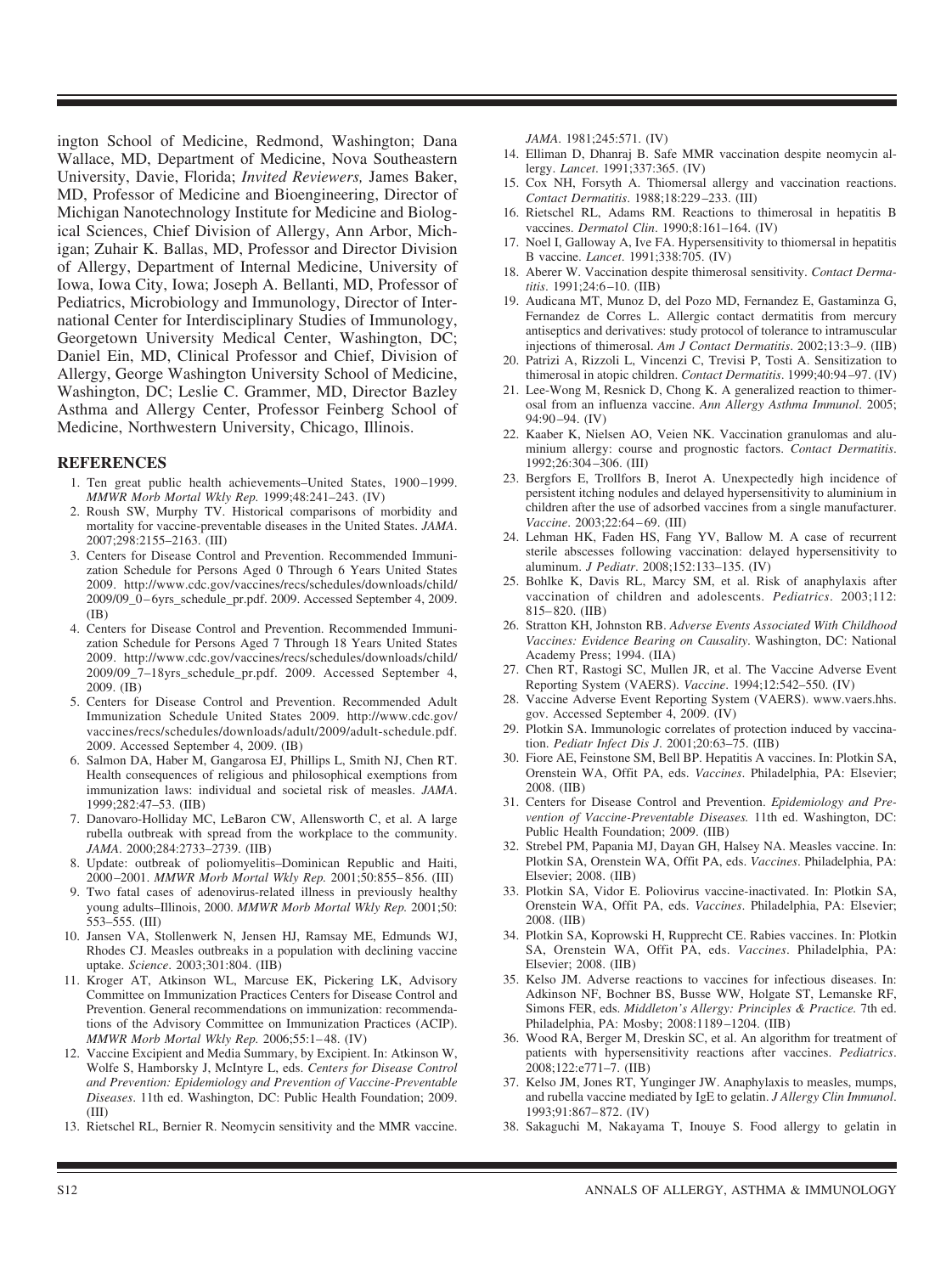ington School of Medicine, Redmond, Washington; Dana Wallace, MD, Department of Medicine, Nova Southeastern University, Davie, Florida; *Invited Reviewers,* James Baker, MD, Professor of Medicine and Bioengineering, Director of Michigan Nanotechnology Institute for Medicine and Biological Sciences, Chief Division of Allergy, Ann Arbor, Michigan; Zuhair K. Ballas, MD, Professor and Director Division of Allergy, Department of Internal Medicine, University of Iowa, Iowa City, Iowa; Joseph A. Bellanti, MD, Professor of Pediatrics, Microbiology and Immunology, Director of International Center for Interdisciplinary Studies of Immunology, Georgetown University Medical Center, Washington, DC; Daniel Ein, MD, Clinical Professor and Chief, Division of Allergy, George Washington University School of Medicine, Washington, DC; Leslie C. Grammer, MD, Director Bazley Asthma and Allergy Center, Professor Feinberg School of Medicine, Northwestern University, Chicago, Illinois.

## REFERENCES

1. Ten great public health achievements–United States, 1900–1999. *MMWR Morb Mortal Wkly Rep.* 1999;48:241–243. (IV)
2. Roush SW, Murphy TV. Historical comparisons of morbidity and mortality for vaccine-preventable diseases in the United States. *JAMA*. 2007;298:2155–2163. (III)
3. Centers for Disease Control and Prevention. Recommended Immunization Schedule for Persons Aged 0 Through 6 Years United States 2009. http://www.cdc.gov/vaccines/recs/schedules/downloads/child/2009/09_0–6yrs_schedule_pr.pdf. 2009. Accessed September 4, 2009. (IB)
4. Centers for Disease Control and Prevention. Recommended Immunization Schedule for Persons Aged 7 Through 18 Years United States 2009. http://www.cdc.gov/vaccines/recs/schedules/downloads/child/2009/09_7–18yrs_schedule_pr.pdf. 2009. Accessed September 4, 2009. (IB)
5. Centers for Disease Control and Prevention. Recommended Adult Immunization Schedule United States 2009. http://www.cdc.gov/vaccines/recs/schedules/downloads/adult/2009/adult-schedule.pdf. 2009. Accessed September 4, 2009. (IB)
6. Salmon DA, Haber M, Gangarosa EJ, Phillips L, Smith NJ, Chen RT. Health consequences of religious and philosophical exemptions from immunization laws: individual and societal risk of measles. *JAMA*. 1999;282:47–53. (IIB)
7. Danovaro-Holliday MC, LeBaron CW, Allensworth C, et al. A large rubella outbreak with spread from the workplace to the community. *JAMA*. 2000;284:2733–2739. (IIB)
8. Update: outbreak of poliomyelitis–Dominican Republic and Haiti, 2000–2001. *MMWR Morb Mortal Wkly Rep.* 2001;50:855–856. (III)
9. Two fatal cases of adenovirus-related illness in previously healthy young adults–Illinois, 2000. *MMWR Morb Mortal Wkly Rep.* 2001;50:553–555. (III)
10. Jansen VA, Stollenwerk N, Jensen HJ, Ramsay ME, Edmunds WJ, Rhodes CJ. Measles outbreaks in a population with declining vaccine uptake. *Science*. 2003;301:804. (IIB)
11. Kroger AT, Atkinson WL, Marcuse EK, Pickering LK, Advisory Committee on Immunization Practices Centers for Disease Control and Prevention. General recommendations on immunization: recommendations of the Advisory Committee on Immunization Practices (ACIP). *MMWR Morb Mortal Wkly Rep.* 2006;55:1–48. (IV)
12. Vaccine Excipient and Media Summary, by Excipient. In: Atkinson W, Wolfe S, Hamborsky J, McIntyre L, eds. *Centers for Disease Control and Prevention: Epidemiology and Prevention of Vaccine-Preventable Diseases*. 11th ed. Washington, DC: Public Health Foundation; 2009. (III)
13. Rietschel RL, Bernier R. Neomycin sensitivity and the MMR vaccine. *JAMA*. 1981;245:571. (IV)
14. Elliman D, Dhanraj B. Safe MMR vaccination despite neomycin allergy. *Lancet*. 1991;337:365. (IV)
15. Cox NH, Forsyth A. Thiomersal allergy and vaccination reactions. *Contact Dermatitis*. 1988;18:229–233. (III)
16. Rietschel RL, Adams RM. Reactions to thimerosal in hepatitis B vaccines. *Dermatol Clin*. 1990;8:161–164. (IV)
17. Noel I, Galloway A, Ive FA. Hypersensitivity to thiomersal in hepatitis B vaccine. *Lancet*. 1991;338:705. (IV)
18. Aberer W. Vaccination despite thimerosal sensitivity. *Contact Dermatitis*. 1991;24:6–10. (IIB)
19. Audicana MT, Munoz D, del Pozo MD, Fernandez E, Gastaminza G, Fernandez de Corres L. Allergic contact dermatitis from mercury antiseptics and derivatives: study protocol of tolerance to intramuscular injections of thimerosal. *Am J Contact Dermatitis*. 2002;13:3–9. (IIB)
20. Patrizi A, Rizzoli L, Vincenzi C, Trevisi P, Tosti A. Sensitization to thimerosal in atopic children. *Contact Dermatitis*. 1999;40:94–97. (IV)
21. Lee-Wong M, Resnick D, Chong K. A generalized reaction to thimerosal from an influenza vaccine. *Ann Allergy Asthma Immunol*. 2005;94:90–94. (IV)
22. Kaaber K, Nielsen AO, Veien NK. Vaccination granulomas and aluminium allergy: course and prognostic factors. *Contact Dermatitis*. 1992;26:304–306. (III)
23. Bergfors E, Trollfors B, Inerot A. Unexpectedly high incidence of persistent itching nodules and delayed hypersensitivity to aluminium in children after the use of adsorbed vaccines from a single manufacturer. *Vaccine*. 2003;22:64–69. (III)
24. Lehman HK, Faden HS, Fang YV, Ballow M. A case of recurrent sterile abscesses following vaccination: delayed hypersensitivity to aluminum. *J Pediatr*. 2008;152:133–135. (IV)
25. Bohlke K, Davis RL, Marcy SM, et al. Risk of anaphylaxis after vaccination of children and adolescents. *Pediatrics*. 2003;112:815–820. (IIB)
26. Stratton KH, Johnston RB. *Adverse Events Associated With Childhood Vaccines: Evidence Bearing on Causality*. Washington, DC: National Academy Press; 1994. (IIA)
27. Chen RT, Rastogi SC, Mullen JR, et al. The Vaccine Adverse Event Reporting System (VAERS). *Vaccine*. 1994;12:542–550. (IV)
28. Vaccine Adverse Event Reporting System (VAERS). www.vaers.hhs.gov. Accessed September 4, 2009. (IV)
29. Plotkin SA. Immunologic correlates of protection induced by vaccination. *Pediatr Infect Dis J*. 2001;20:63–75. (IIB)
30. Fiore AE, Feinstone SM, Bell BP. Hepatitis A vaccines. In: Plotkin SA, Orenstein WA, Offit PA, eds. *Vaccines*. Philadelphia, PA: Elsevier; 2008. (IIB)
31. Centers for Disease Control and Prevention. *Epidemiology and Prevention of Vaccine-Preventable Diseases.* 11th ed. Washington, DC: Public Health Foundation; 2009. (IIB)
32. Strebel PM, Papania MJ, Dayan GH, Halsey NA. Measles vaccine. In: Plotkin SA, Orenstein WA, Offit PA, eds. *Vaccines*. Philadelphia, PA: Elsevier; 2008. (IIB)
33. Plotkin SA, Vidor E. Poliovirus vaccine-inactivated. In: Plotkin SA, Orenstein WA, Offit PA, eds. *Vaccines*. Philadelphia, PA: Elsevier; 2008. (IIB)
34. Plotkin SA, Koprowski H, Rupprecht CE. Rabies vaccines. In: Plotkin SA, Orenstein WA, Offit PA, eds. *Vaccines*. Philadelphia, PA: Elsevier; 2008. (IIB)
35. Kelso JM. Adverse reactions to vaccines for infectious diseases. In: Adkinson NF, Bochner BS, Busse WW, Holgate ST, Lemanske RF, Simons FER, eds. *Middleton's Allergy: Principles & Practice.* 7th ed. Philadelphia, PA: Mosby; 2008:1189–1204. (IIB)
36. Wood RA, Berger M, Dreskin SC, et al. An algorithm for treatment of patients with hypersensitivity reactions after vaccines. *Pediatrics*. 2008;122:e771–7. (IIB)
37. Kelso JM, Jones RT, Yunginger JW. Anaphylaxis to measles, mumps, and rubella vaccine mediated by IgE to gelatin. *J Allergy Clin Immunol*. 1993;91:867–872. (IV)
38. Sakaguchi M, Nakayama T, Inouye S. Food allergy to gelatin in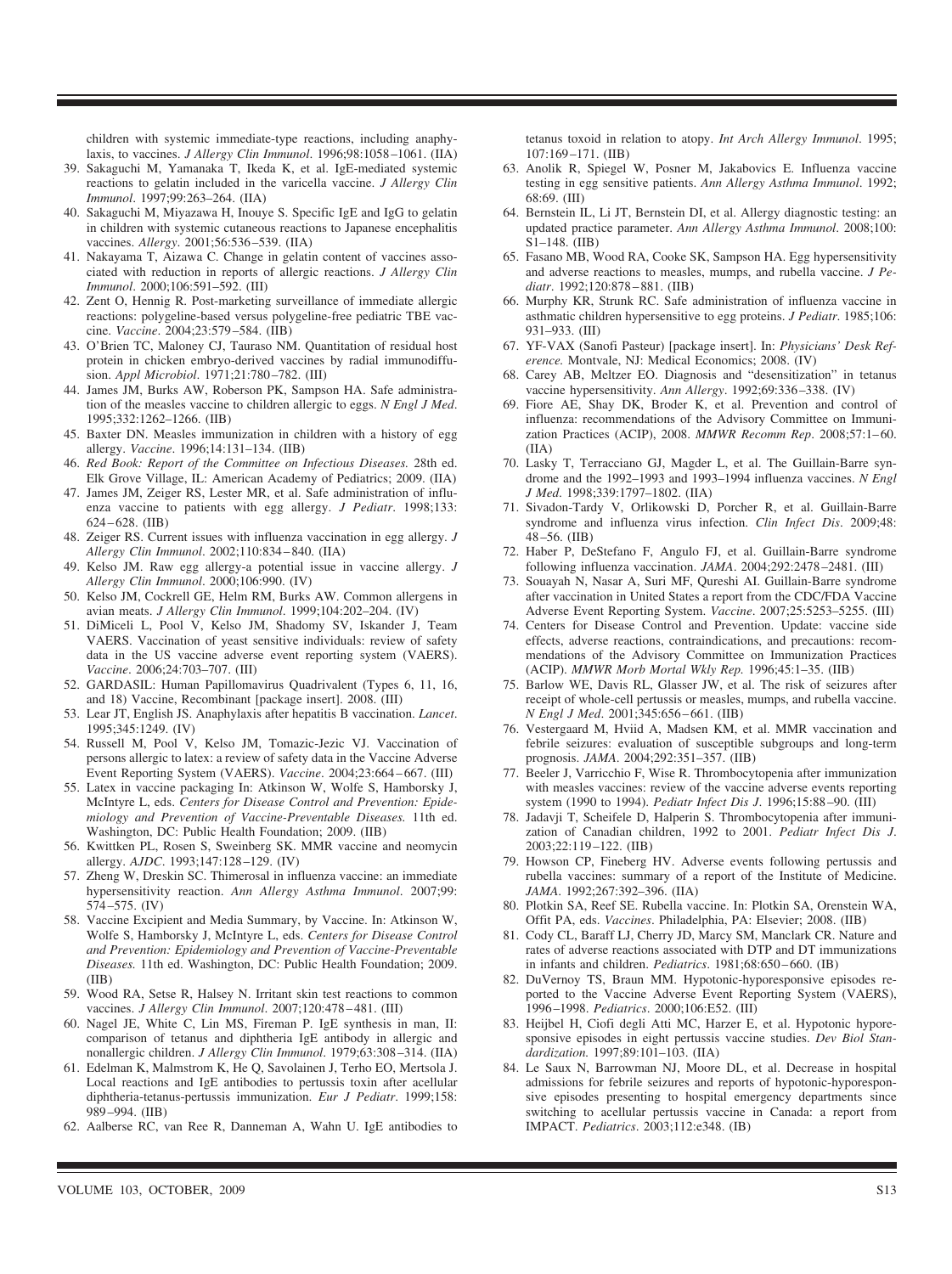children with systemic immediate-type reactions, including anaphylaxis, to vaccines. *J Allergy Clin Immunol*. 1996;98:1058–1061. (IIA)

39. Sakaguchi M, Yamanaka T, Ikeda K, et al. IgE-mediated systemic reactions to gelatin included in the varicella vaccine. *J Allergy Clin Immunol*. 1997;99:263–264. (IIA)
40. Sakaguchi M, Miyazawa H, Inouye S. Specific IgE and IgG to gelatin in children with systemic cutaneous reactions to Japanese encephalitis vaccines. *Allergy*. 2001;56:536–539. (IIA)
41. Nakayama T, Aizawa C. Change in gelatin content of vaccines associated with reduction in reports of allergic reactions. *J Allergy Clin Immunol*. 2000;106:591–592. (III)
42. Zent O, Hennig R. Post-marketing surveillance of immediate allergic reactions: polygeline-based versus polygeline-free pediatric TBE vaccine. *Vaccine*. 2004;23:579–584. (IIB)
43. O'Brien TC, Maloney CJ, Tauraso NM. Quantitation of residual host protein in chicken embryo-derived vaccines by radial immunodiffusion. *Appl Microbiol*. 1971;21:780–782. (III)
44. James JM, Burks AW, Roberson PK, Sampson HA. Safe administration of the measles vaccine to children allergic to eggs. *N Engl J Med*. 1995;332:1262–1266. (IIB)
45. Baxter DN. Measles immunization in children with a history of egg allergy. *Vaccine*. 1996;14:131–134. (IIB)
46. *Red Book: Report of the Committee on Infectious Diseases.* 28th ed. Elk Grove Village, IL: American Academy of Pediatrics; 2009. (IIA)
47. James JM, Zeiger RS, Lester MR, et al. Safe administration of influenza vaccine to patients with egg allergy. *J Pediatr*. 1998;133: 624–628. (IIB)
48. Zeiger RS. Current issues with influenza vaccination in egg allergy. *J Allergy Clin Immunol*. 2002;110:834–840. (IIA)
49. Kelso JM. Raw egg allergy-a potential issue in vaccine allergy. *J Allergy Clin Immunol*. 2000;106:990. (IV)
50. Kelso JM, Cockrell GE, Helm RM, Burks AW. Common allergens in avian meats. *J Allergy Clin Immunol*. 1999;104:202–204. (IV)
51. DiMiceli L, Pool V, Kelso JM, Shadomy SV, Iskander J, Team VAERS. Vaccination of yeast sensitive individuals: review of safety data in the US vaccine adverse event reporting system (VAERS). *Vaccine*. 2006;24:703–707. (III)
52. GARDASIL: Human Papillomavirus Quadrivalent (Types 6, 11, 16, and 18) Vaccine, Recombinant [package insert]. 2008. (III)
53. Lear JT, English JS. Anaphylaxis after hepatitis B vaccination. *Lancet*. 1995;345:1249. (IV)
54. Russell M, Pool V, Kelso JM, Tomazic-Jezic VJ. Vaccination of persons allergic to latex: a review of safety data in the Vaccine Adverse Event Reporting System (VAERS). *Vaccine*. 2004;23:664–667. (III)
55. Latex in vaccine packaging In: Atkinson W, Wolfe S, Hamborsky J, McIntyre L, eds. *Centers for Disease Control and Prevention: Epidemiology and Prevention of Vaccine-Preventable Diseases.* 11th ed. Washington, DC: Public Health Foundation; 2009. (IIB)
56. Kwittken PL, Rosen S, Sweinberg SK. MMR vaccine and neomycin allergy. *AJDC*. 1993;147:128–129. (IV)
57. Zheng W, Dreskin SC. Thimerosal in influenza vaccine: an immediate hypersensitivity reaction. *Ann Allergy Asthma Immunol*. 2007;99: 574–575. (IV)
58. Vaccine Excipient and Media Summary, by Vaccine. In: Atkinson W, Wolfe S, Hamborsky J, McIntyre L, eds. *Centers for Disease Control and Prevention: Epidemiology and Prevention of Vaccine-Preventable Diseases.* 11th ed. Washington, DC: Public Health Foundation; 2009. (IIB)
59. Wood RA, Setse R, Halsey N. Irritant skin test reactions to common vaccines. *J Allergy Clin Immunol*. 2007;120:478–481. (III)
60. Nagel JE, White C, Lin MS, Fireman P. IgE synthesis in man, II: comparison of tetanus and diphtheria IgE antibody in allergic and nonallergic children. *J Allergy Clin Immunol*. 1979;63:308–314. (IIA)
61. Edelman K, Malmstrom K, He Q, Savolainen J, Terho EO, Mertsola J. Local reactions and IgE antibodies to pertussis toxin after acellular diphtheria-tetanus-pertussis immunization. *Eur J Pediatr*. 1999;158: 989–994. (IIB)
62. Aalberse RC, van Ree R, Danneman A, Wahn U. IgE antibodies to tetanus toxoid in relation to atopy. *Int Arch Allergy Immunol*. 1995; 107:169–171. (IIB)
63. Anolik R, Spiegel W, Posner M, Jakabovics E. Influenza vaccine testing in egg sensitive patients. *Ann Allergy Asthma Immunol*. 1992; 68:69. (III)
64. Bernstein IL, Li JT, Bernstein DI, et al. Allergy diagnostic testing: an updated practice parameter. *Ann Allergy Asthma Immunol*. 2008;100: S1–148. (IIB)
65. Fasano MB, Wood RA, Cooke SK, Sampson HA. Egg hypersensitivity and adverse reactions to measles, mumps, and rubella vaccine. *J Pediatr*. 1992;120:878–881. (IIB)
66. Murphy KR, Strunk RC. Safe administration of influenza vaccine in asthmatic children hypersensitive to egg proteins. *J Pediatr*. 1985;106: 931–933. (III)
67. YF-VAX (Sanofi Pasteur) [package insert]. In: *Physicians' Desk Reference.* Montvale, NJ: Medical Economics; 2008. (IV)
68. Carey AB, Meltzer EO. Diagnosis and "desensitization" in tetanus vaccine hypersensitivity. *Ann Allergy*. 1992;69:336–338. (IV)
69. Fiore AE, Shay DK, Broder K, et al. Prevention and control of influenza: recommendations of the Advisory Committee on Immunization Practices (ACIP), 2008. *MMWR Recomm Rep*. 2008;57:1–60. (IIA)
70. Lasky T, Terracciano GJ, Magder L, et al. The Guillain-Barre syndrome and the 1992–1993 and 1993–1994 influenza vaccines. *N Engl J Med*. 1998;339:1797–1802. (IIA)
71. Sivadon-Tardy V, Orlikowski D, Porcher R, et al. Guillain-Barre syndrome and influenza virus infection. *Clin Infect Dis*. 2009;48: 48–56. (IIB)
72. Haber P, DeStefano F, Angulo FJ, et al. Guillain-Barre syndrome following influenza vaccination. *JAMA*. 2004;292:2478–2481. (III)
73. Souayah N, Nasar A, Suri MF, Qureshi AI. Guillain-Barre syndrome after vaccination in United States a report from the CDC/FDA Vaccine Adverse Event Reporting System. *Vaccine*. 2007;25:5253–5255. (III)
74. Centers for Disease Control and Prevention. Update: vaccine side effects, adverse reactions, contraindications, and precautions: recommendations of the Advisory Committee on Immunization Practices (ACIP). *MMWR Morb Mortal Wkly Rep*. 1996;45:1–35. (IIB)
75. Barlow WE, Davis RL, Glasser JW, et al. The risk of seizures after receipt of whole-cell pertussis or measles, mumps, and rubella vaccine. *N Engl J Med*. 2001;345:656–661. (IIB)
76. Vestergaard M, Hviid A, Madsen KM, et al. MMR vaccination and febrile seizures: evaluation of susceptible subgroups and long-term prognosis. *JAMA*. 2004;292:351–357. (IIB)
77. Beeler J, Varricchio F, Wise R. Thrombocytopenia after immunization with measles vaccines: review of the vaccine adverse events reporting system (1990 to 1994). *Pediatr Infect Dis J*. 1996;15:88–90. (III)
78. Jadavji T, Scheifele D, Halperin S. Thrombocytopenia after immunization of Canadian children, 1992 to 2001. *Pediatr Infect Dis J*. 2003;22:119–122. (IIB)
79. Howson CP, Fineberg HV. Adverse events following pertussis and rubella vaccines: summary of a report of the Institute of Medicine. *JAMA*. 1992;267:392–396. (IIA)
80. Plotkin SA, Reef SE. Rubella vaccine. In: Plotkin SA, Orenstein WA, Offit PA, eds. *Vaccines*. Philadelphia, PA: Elsevier; 2008. (IIB)
81. Cody CL, Baraff LJ, Cherry JD, Marcy SM, Manclark CR. Nature and rates of adverse reactions associated with DTP and DT immunizations in infants and children. *Pediatrics*. 1981;68:650–660. (IB)
82. DuVernoy TS, Braun MM. Hypotonic-hyporesponsive episodes reported to the Vaccine Adverse Event Reporting System (VAERS), 1996–1998. *Pediatrics*. 2000;106:E52. (III)
83. Heijbel H, Ciofi degli Atti MC, Harzer E, et al. Hypotonic hyporesponsive episodes in eight pertussis vaccine studies. *Dev Biol Standardization.* 1997;89:101–103. (IIA)
84. Le Saux N, Barrowman NJ, Moore DL, et al. Decrease in hospital admissions for febrile seizures and reports of hypotonic-hyporesponsive episodes presenting to hospital emergency departments since switching to acellular pertussis vaccine in Canada: a report from IMPACT. *Pediatrics*. 2003;112:e348. (IB)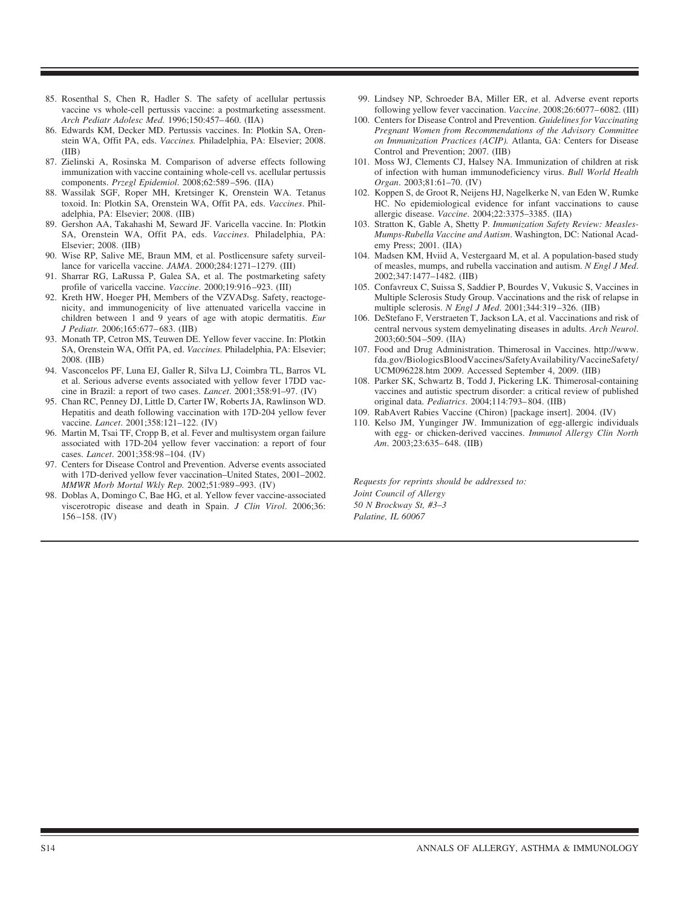85. Rosenthal S, Chen R, Hadler S. The safety of acellular pertussis vaccine vs whole-cell pertussis vaccine: a postmarketing assessment. *Arch Pediatr Adolesc Med.* 1996;150:457–460. (IIA)
86. Edwards KM, Decker MD. Pertussis vaccines. In: Plotkin SA, Orenstein WA, Offit PA, eds. *Vaccines.* Philadelphia, PA: Elsevier; 2008. (IIB)
87. Zielinski A, Rosinska M. Comparison of adverse effects following immunization with vaccine containing whole-cell vs. acellular pertussis components. *Przegl Epidemiol*. 2008;62:589–596. (IIA)
88. Wassilak SGF, Roper MH, Kretsinger K, Orenstein WA. Tetanus toxoid. In: Plotkin SA, Orenstein WA, Offit PA, eds. *Vaccines*. Philadelphia, PA: Elsevier; 2008. (IIB)
89. Gershon AA, Takahashi M, Seward JF. Varicella vaccine. In: Plotkin SA, Orenstein WA, Offit PA, eds. *Vaccines.* Philadelphia, PA: Elsevier; 2008. (IIB)
90. Wise RP, Salive ME, Braun MM, et al. Postlicensure safety surveillance for varicella vaccine. *JAMA*. 2000;284:1271–1279. (III)
91. Sharrar RG, LaRussa P, Galea SA, et al. The postmarketing safety profile of varicella vaccine. *Vaccine*. 2000;19:916–923. (III)
92. Kreth HW, Hoeger PH, Members of the VZVADsg. Safety, reactogenicity, and immunogenicity of live attenuated varicella vaccine in children between 1 and 9 years of age with atopic dermatitis. *Eur J Pediatr.* 2006;165:677–683. (IIB)
93. Monath TP, Cetron MS, Teuwen DE. Yellow fever vaccine. In: Plotkin SA, Orenstein WA, Offit PA, ed. *Vaccines.* Philadelphia, PA: Elsevier; 2008. (IIB)
94. Vasconcelos PF, Luna EJ, Galler R, Silva LJ, Coimbra TL, Barros VL et al. Serious adverse events associated with yellow fever 17DD vaccine in Brazil: a report of two cases. *Lancet*. 2001;358:91–97. (IV)
95. Chan RC, Penney DJ, Little D, Carter IW, Roberts JA, Rawlinson WD. Hepatitis and death following vaccination with 17D-204 yellow fever vaccine. *Lancet*. 2001;358:121–122. (IV)
96. Martin M, Tsai TF, Cropp B, et al. Fever and multisystem organ failure associated with 17D-204 yellow fever vaccination: a report of four cases. *Lancet*. 2001;358:98–104. (IV)
97. Centers for Disease Control and Prevention. Adverse events associated with 17D-derived yellow fever vaccination–United States, 2001–2002. *MMWR Morb Mortal Wkly Rep.* 2002;51:989–993. (IV)
98. Doblas A, Domingo C, Bae HG, et al. Yellow fever vaccine-associated viscerotropic disease and death in Spain. *J Clin Virol*. 2006;36:156–158. (IV)
99. Lindsey NP, Schroeder BA, Miller ER, et al. Adverse event reports following yellow fever vaccination. *Vaccine*. 2008;26:6077–6082. (III)
100. Centers for Disease Control and Prevention. *Guidelines for Vaccinating Pregnant Women from Recommendations of the Advisory Committee on Immunization Practices (ACIP).* Atlanta, GA: Centers for Disease Control and Prevention; 2007. (IIB)
101. Moss WJ, Clements CJ, Halsey NA. Immunization of children at risk of infection with human immunodeficiency virus. *Bull World Health Organ*. 2003;81:61–70. (IV)
102. Koppen S, de Groot R, Neijens HJ, Nagelkerke N, van Eden W, Rumke HC. No epidemiological evidence for infant vaccinations to cause allergic disease. *Vaccine*. 2004;22:3375–3385. (IIA)
103. Stratton K, Gable A, Shetty P. *Immunization Safety Review: Measles-Mumps-Rubella Vaccine and Autism*. Washington, DC: National Academy Press; 2001. (IIA)
104. Madsen KM, Hviid A, Vestergaard M, et al. A population-based study of measles, mumps, and rubella vaccination and autism. *N Engl J Med*. 2002;347:1477–1482. (IIB)
105. Confavreux C, Suissa S, Saddier P, Bourdes V, Vukusic S, Vaccines in Multiple Sclerosis Study Group. Vaccinations and the risk of relapse in multiple sclerosis. *N Engl J Med*. 2001;344:319–326. (IIB)
106. DeStefano F, Verstraeten T, Jackson LA, et al. Vaccinations and risk of central nervous system demyelinating diseases in adults. *Arch Neurol*. 2003;60:504–509. (IIA)
107. Food and Drug Administration. Thimerosal in Vaccines. http://www.fda.gov/BiologicsBloodVaccines/SafetyAvailability/VaccineSafety/UCM096228.htm 2009. Accessed September 4, 2009. (IIB)
108. Parker SK, Schwartz B, Todd J, Pickering LK. Thimerosal-containing vaccines and autistic spectrum disorder: a critical review of published original data. *Pediatrics*. 2004;114:793–804. (IIB)
109. RabAvert Rabies Vaccine (Chiron) [package insert]. 2004. (IV)
110. Kelso JM, Yunginger JW. Immunization of egg-allergic individuals with egg- or chicken-derived vaccines. *Immunol Allergy Clin North Am*. 2003;23:635–648. (IIB)

*Requests for reprints should be addressed to:*
*Joint Council of Allergy*
*50 N Brockway St, #3–3*
*Palatine, IL 60067*